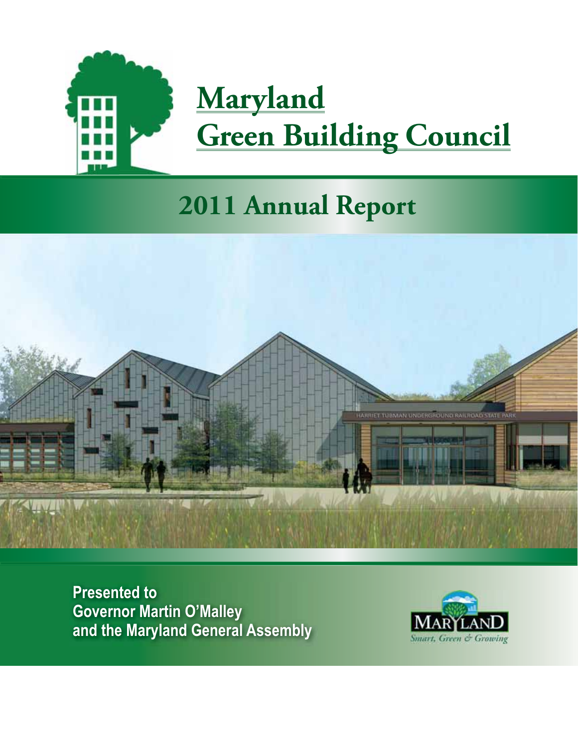# Maryland Green Building Council

## 2011 Annual Report

**Presented to Governor Martin O'Malley and the Maryland General Assembly**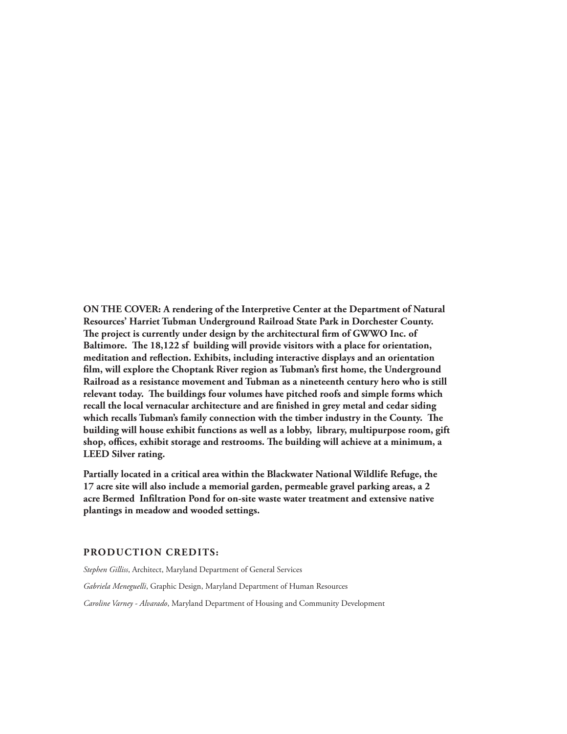**ON THE COVER: A rendering of the Interpretive Center at the Department of Natural Resources' Harriet Tubman Underground Railroad State Park in Dorchester County. The project is currently under design by the architectural firm of GWWO Inc. of Baltimore. The 18,122 sf building will provide visitors with a place for orientation, meditation and reflection. Exhibits, including interactive displays and an orientation film, will explore the Choptank River region as Tubman's first home, the Underground Railroad as a resistance movement and Tubman as a nineteenth century hero who is still relevant today. The buildings four volumes have pitched roofs and simple forms which recall the local vernacular architecture and are finished in grey metal and cedar siding which recalls Tubman's family connection with the timber industry in the County. The building will house exhibit functions as well as a lobby, library, multipurpose room, gift shop, offices, exhibit storage and restrooms. The building will achieve at a minimum, a LEED Silver rating.**

**Partially located in a critical area within the Blackwater National Wildlife Refuge, the 17 acre site will also include a memorial garden, permeable gravel parking areas, a 2 acre Bermed Infiltration Pond for on-site waste water treatment and extensive native plantings in meadow and wooded settings.**

## PRODUCTION CREDITS:

*Stephen Gilliss*, Architect, Maryland Department of General Services

*Gabriela Meneguelli*, Graphic Design, Maryland Department of Human Resources

*Caroline Varney - Alvarado*, Maryland Department of Housing and Community Development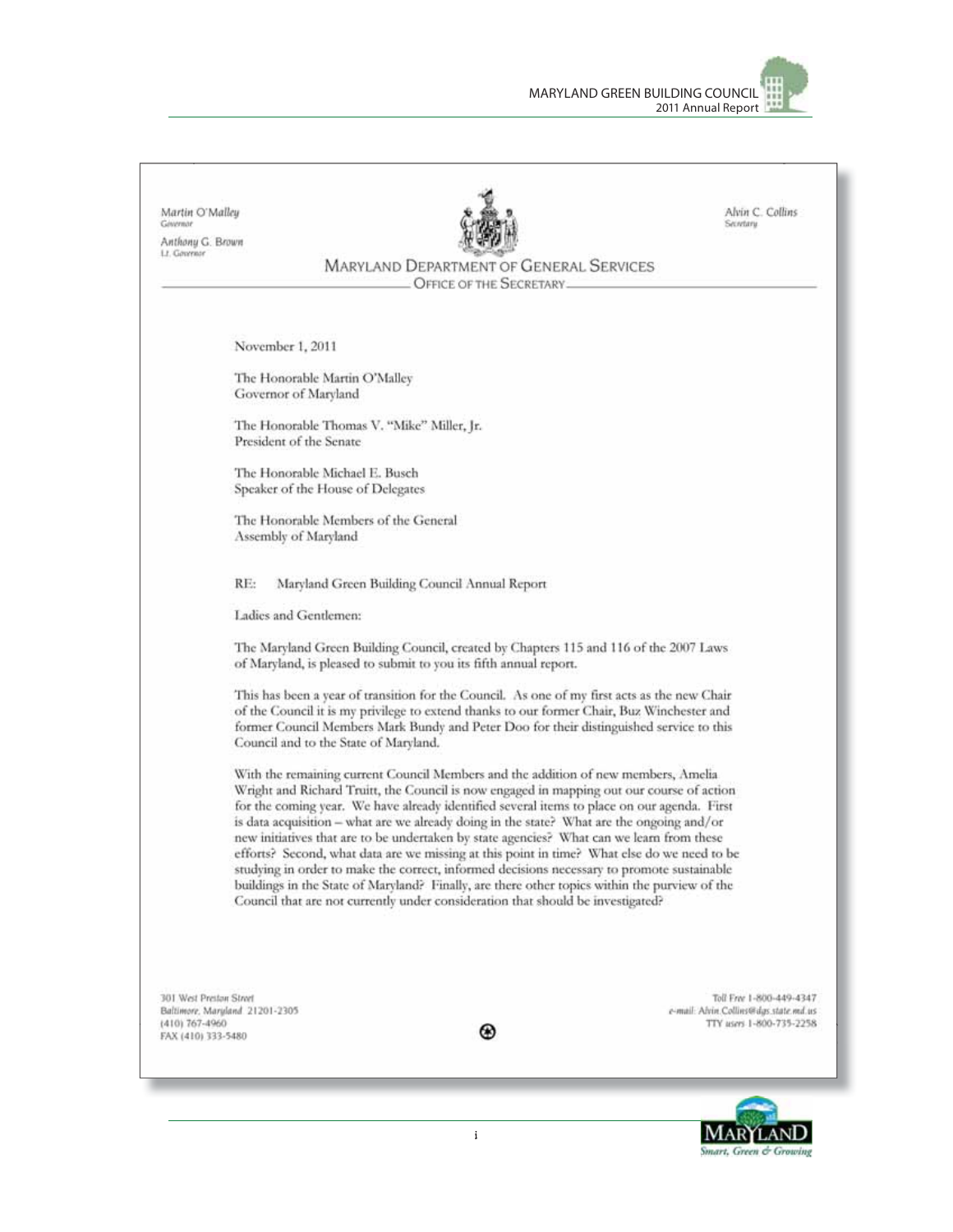Martin O'Malley
Governor

Anthony G. Brown
Lt. Governor

Alvin C. Collins
Secretary

MARYLAND DEPARTMENT OF GENERAL SERVICES
OFFICE OF THE SECRETARY

November 1, 2011

The Honorable Martin O'Malley
Governor of Maryland

The Honorable Thomas V. "Mike" Miller, Jr.
President of the Senate

The Honorable Michael E. Busch
Speaker of the House of Delegates

The Honorable Members of the General
Assembly of Maryland

RE: Maryland Green Building Council Annual Report

Ladies and Gentlemen:

The Maryland Green Building Council, created by Chapters 115 and 116 of the 2007 Laws of Maryland, is pleased to submit to you its fifth annual report.

This has been a year of transition for the Council. As one of my first acts as the new Chair of the Council it is my privilege to extend thanks to our former Chair, Buz Winchester and former Council Members Mark Bundy and Peter Doo for their distinguished service to this Council and to the State of Maryland.

With the remaining current Council Members and the addition of new members, Amelia Wright and Richard Truitt, the Council is now engaged in mapping out our course of action for the coming year. We have already identified several items to place on our agenda. First is data acquisition – what are we already doing in the state? What are the ongoing and/or new initiatives that are to be undertaken by state agencies? What can we learn from these efforts? Second, what data are we missing at this point in time? What else do we need to be studying in order to make the correct, informed decisions necessary to promote sustainable buildings in the State of Maryland? Finally, are there other topics within the purview of the Council that are not currently under consideration that should be investigated?

301 West Preston Street
Baltimore, Maryland 21201-2305
(410) 767-4960
FAX (410) 333-5480

Toll Free 1-800-449-4347
e-mail: Alvin.Collins@dgs.state.md.us
TTY users 1-800-735-2258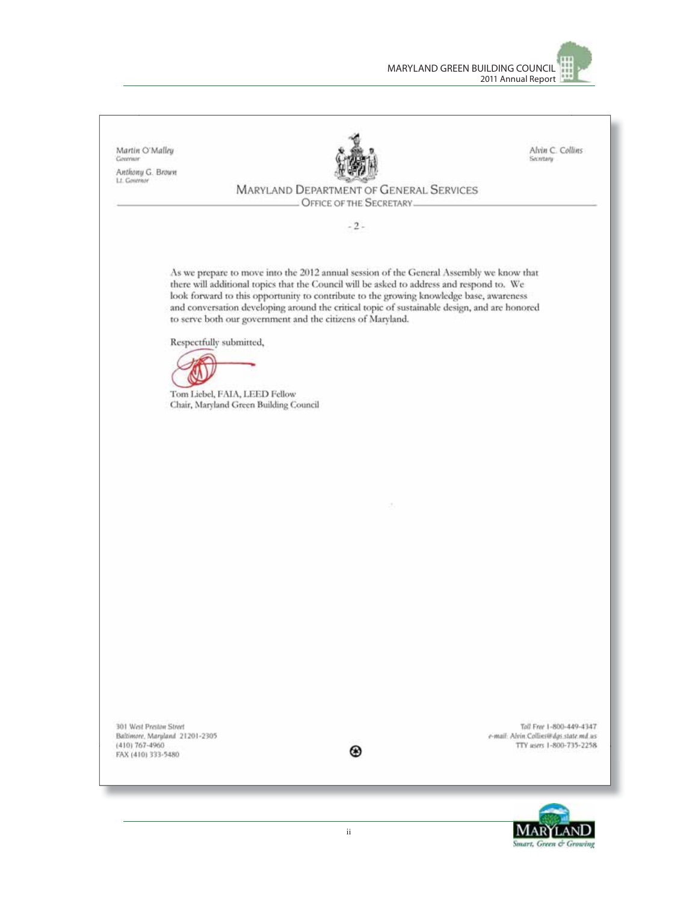Martin O'Malley
Governor

Anthony G. Brown
Lt. Governor

Alvin C. Collins
Secretary

MARYLAND DEPARTMENT OF GENERAL SERVICES
OFFICE OF THE SECRETARY

- 2 -

As we prepare to move into the 2012 annual session of the General Assembly we know that there will additional topics that the Council will be asked to address and respond to. We look forward to this opportunity to contribute to the growing knowledge base, awareness and conversation developing around the critical topic of sustainable design, and are honored to serve both our government and the citizens of Maryland.

Respectfully submitted,

Tom Liebel, FAIA, LEED Fellow
Chair, Maryland Green Building Council

301 West Preston Street
Baltimore, Maryland 21201-2305
(410) 767-4960
FAX (410) 333-5480

Toll Free 1-800-449-4347
e-mail: Alvin.Collins@dgs.state.md.us
TTY users 1-800-735-2258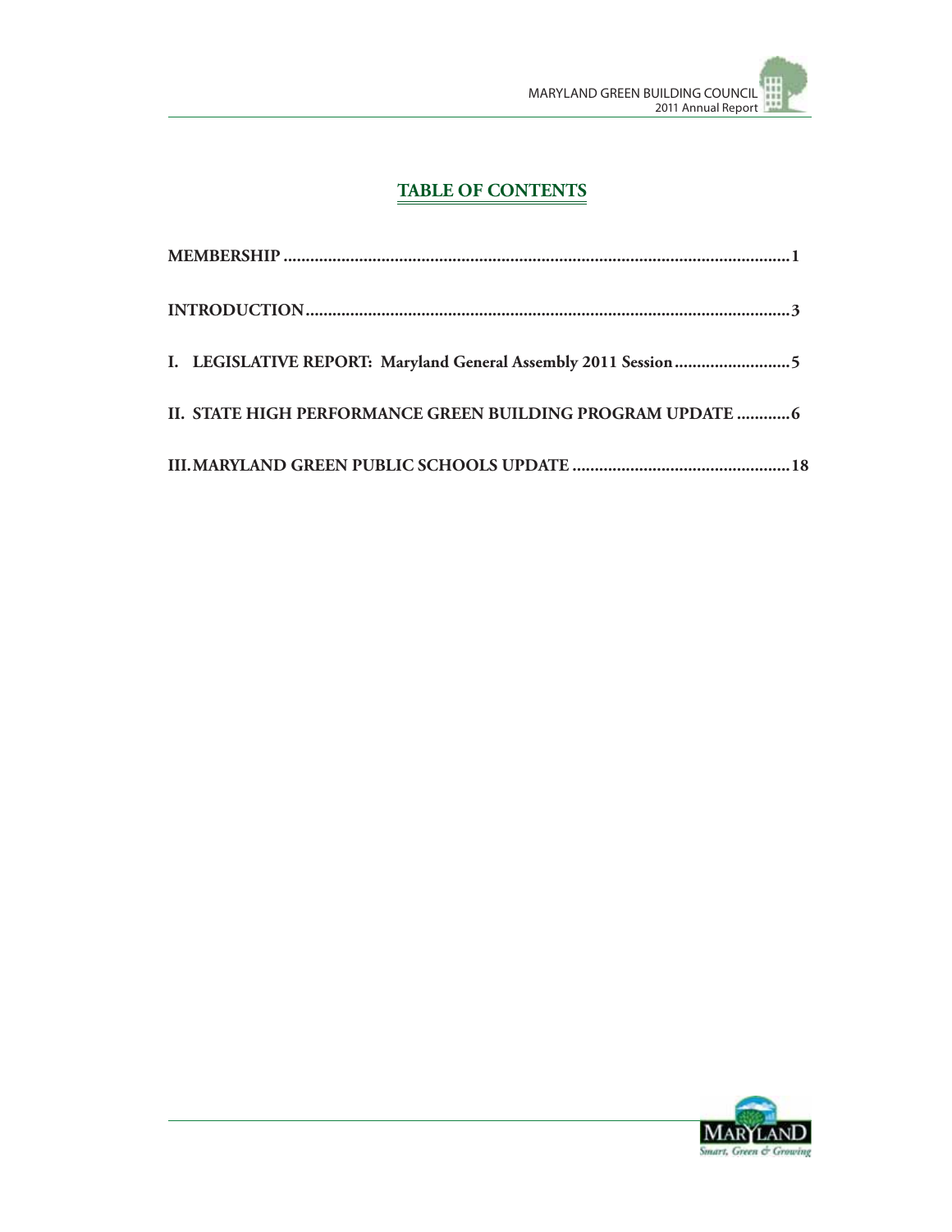# TABLE OF CONTENTS

**MEMBERSHIP** .................................................................................................................1

**INTRODUCTION**...........................................................................................................3

**I. LEGISLATIVE REPORT: Maryland General Assembly 2011 Session**..........................5

**II. STATE HIGH PERFORMANCE GREEN BUILDING PROGRAM UPDATE** ............6

**III. MARYLAND GREEN PUBLIC SCHOOLS UPDATE** .................................................18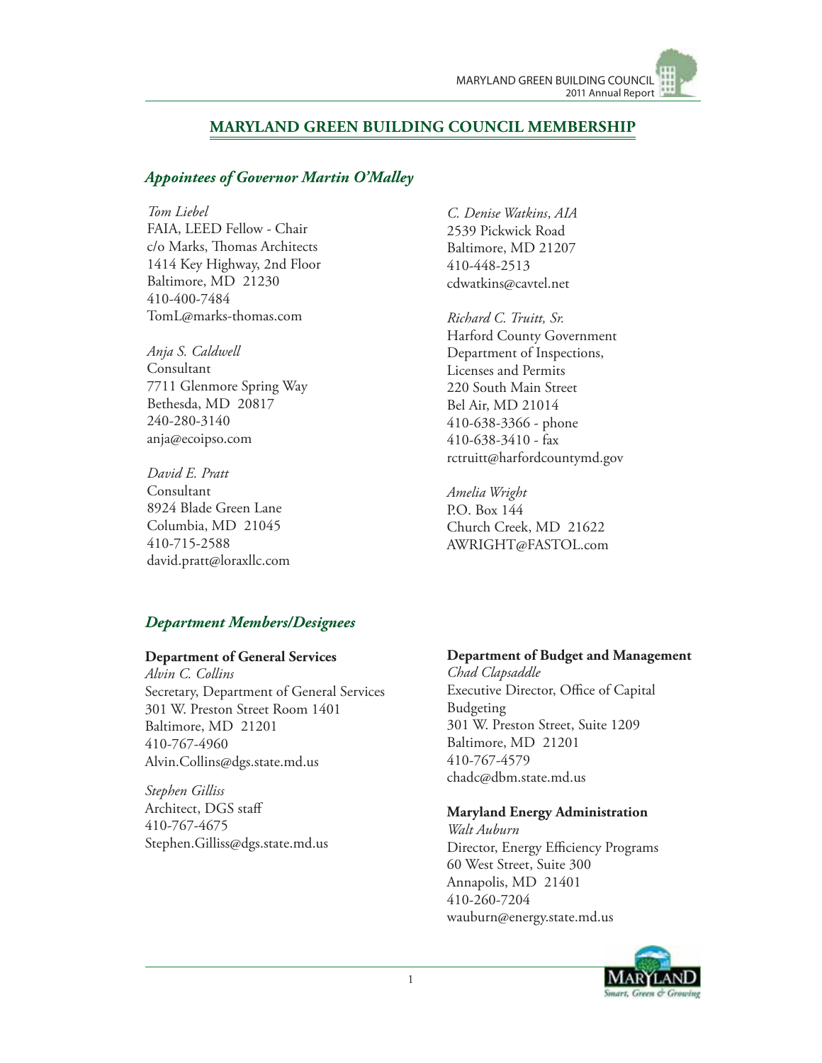# MARYLAND GREEN BUILDING COUNCIL MEMBERSHIP

## *Appointees of Governor Martin O'Malley*

*Tom Liebel*
FAIA, LEED Fellow - Chair
c/o Marks, Thomas Architects
1414 Key Highway, 2nd Floor
Baltimore, MD 21230
410-400-7484
TomL@marks-thomas.com

*Anja S. Caldwell*
Consultant
7711 Glenmore Spring Way
Bethesda, MD 20817
240-280-3140
anja@ecoipso.com

*David E. Pratt*
Consultant
8924 Blade Green Lane
Columbia, MD 21045
410-715-2588
david.pratt@loraxllc.com

*C. Denise Watkins, AIA*
2539 Pickwick Road
Baltimore, MD 21207
410-448-2513
cdwatkins@cavtel.net

*Richard C. Truitt, Sr.*
Harford County Government
Department of Inspections,
Licenses and Permits
220 South Main Street
Bel Air, MD 21014
410-638-3366 - phone
410-638-3410 - fax
rctruitt@harfordcountymd.gov

*Amelia Wright*
P.O. Box 144
Church Creek, MD 21622
AWRIGHT@FASTOL.com

## *Department Members/Designees*

**Department of General Services**
*Alvin C. Collins*
Secretary, Department of General Services
301 W. Preston Street Room 1401
Baltimore, MD 21201
410-767-4960
Alvin.Collins@dgs.state.md.us

*Stephen Gilliss*
Architect, DGS staff
410-767-4675
Stephen.Gilliss@dgs.state.md.us

**Department of Budget and Management**
*Chad Clapsaddle*
Executive Director, Office of Capital Budgeting
301 W. Preston Street, Suite 1209
Baltimore, MD 21201
410-767-4579
chadc@dbm.state.md.us

**Maryland Energy Administration**
*Walt Auburn*
Director, Energy Efficiency Programs
60 West Street, Suite 300
Annapolis, MD 21401
410-260-7204
wauburn@energy.state.md.us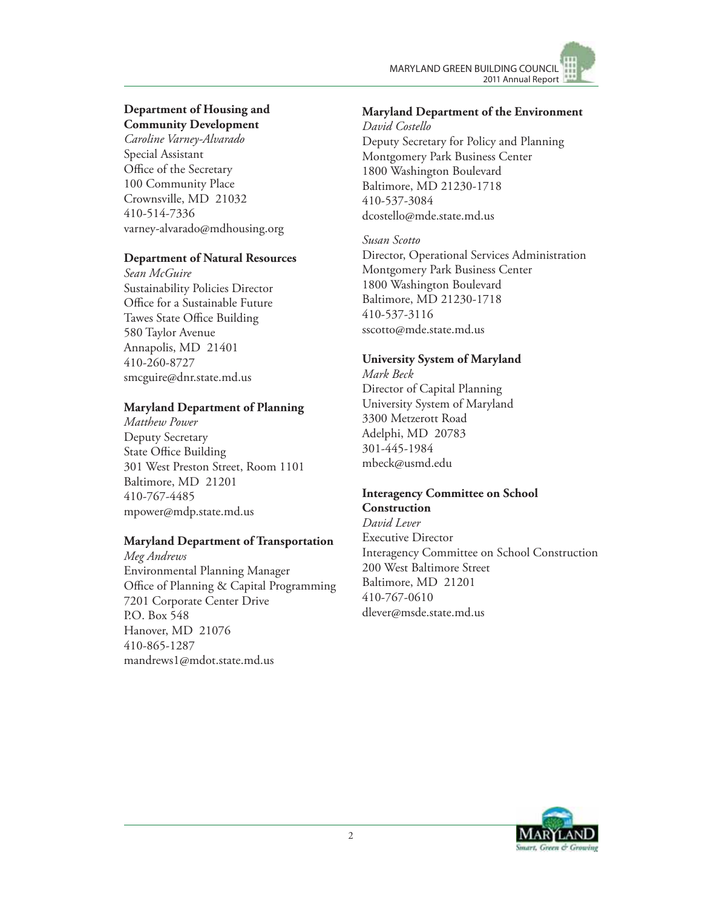**Department of Housing and Community Development**

*Caroline Varney-Alvarado*
Special Assistant
Office of the Secretary
100 Community Place
Crownsville, MD 21032
410-514-7336
varney-alvarado@mdhousing.org

**Department of Natural Resources**

*Sean McGuire*
Sustainability Policies Director
Office for a Sustainable Future
Tawes State Office Building
580 Taylor Avenue
Annapolis, MD 21401
410-260-8727
smcguire@dnr.state.md.us

**Maryland Department of Planning**

*Matthew Power*
Deputy Secretary
State Office Building
301 West Preston Street, Room 1101
Baltimore, MD 21201
410-767-4485
mpower@mdp.state.md.us

**Maryland Department of Transportation**

*Meg Andrews*
Environmental Planning Manager
Office of Planning & Capital Programming
7201 Corporate Center Drive
P.O. Box 548
Hanover, MD 21076
410-865-1287
mandrews1@mdot.state.md.us

**Maryland Department of the Environment**

*David Costello*
Deputy Secretary for Policy and Planning
Montgomery Park Business Center
1800 Washington Boulevard
Baltimore, MD 21230-1718
410-537-3084
dcostello@mde.state.md.us

*Susan Scotto*
Director, Operational Services Administration
Montgomery Park Business Center
1800 Washington Boulevard
Baltimore, MD 21230-1718
410-537-3116
sscotto@mde.state.md.us

**University System of Maryland**

*Mark Beck*
Director of Capital Planning
University System of Maryland
3300 Metzerott Road
Adelphi, MD 20783
301-445-1984
mbeck@usmd.edu

**Interagency Committee on School Construction**

*David Lever*
Executive Director
Interagency Committee on School Construction
200 West Baltimore Street
Baltimore, MD 21201
410-767-0610
dlever@msde.state.md.us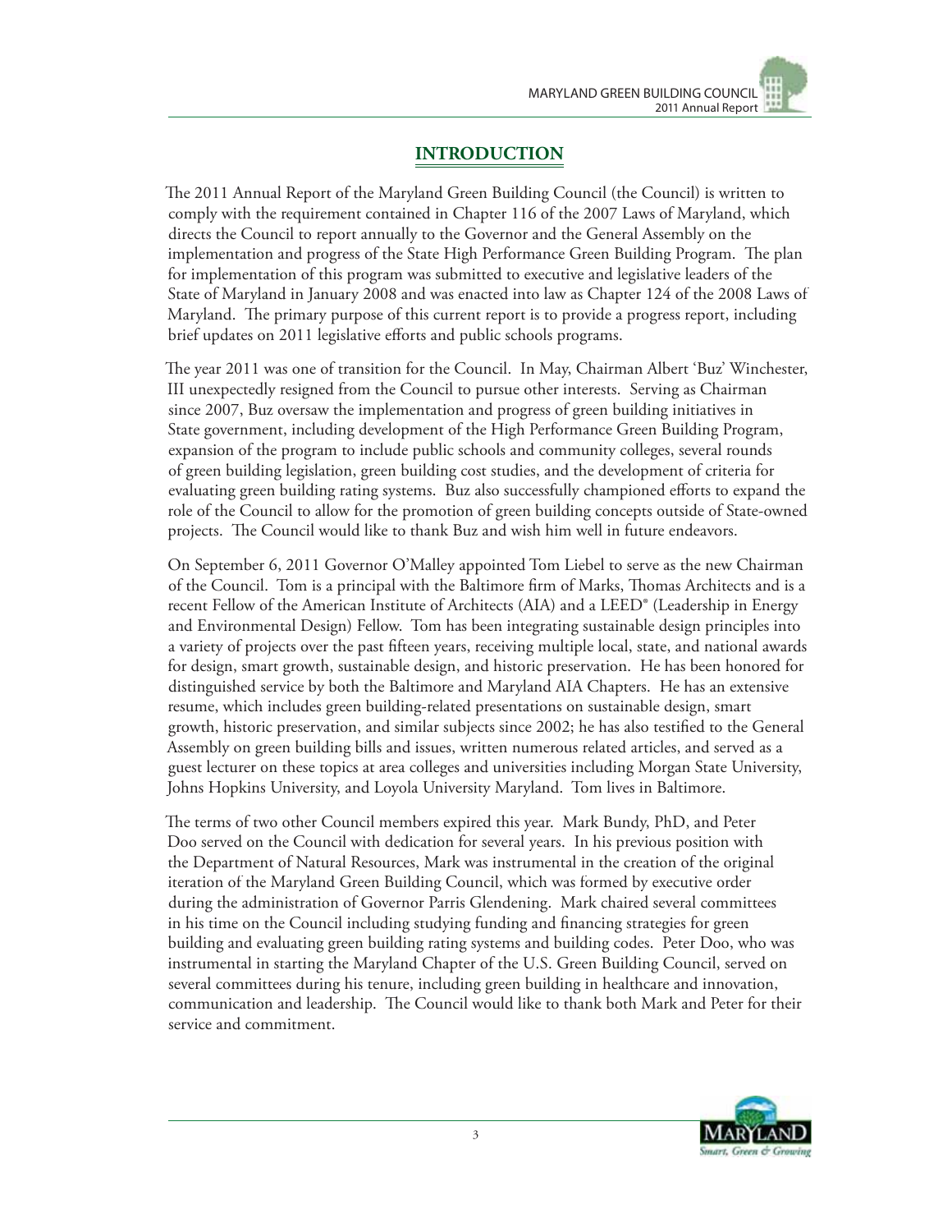# INTRODUCTION

The 2011 Annual Report of the Maryland Green Building Council (the Council) is written to comply with the requirement contained in Chapter 116 of the 2007 Laws of Maryland, which directs the Council to report annually to the Governor and the General Assembly on the implementation and progress of the State High Performance Green Building Program. The plan for implementation of this program was submitted to executive and legislative leaders of the State of Maryland in January 2008 and was enacted into law as Chapter 124 of the 2008 Laws of Maryland. The primary purpose of this current report is to provide a progress report, including brief updates on 2011 legislative efforts and public schools programs.

The year 2011 was one of transition for the Council. In May, Chairman Albert 'Buz' Winchester, III unexpectedly resigned from the Council to pursue other interests. Serving as Chairman since 2007, Buz oversaw the implementation and progress of green building initiatives in State government, including development of the High Performance Green Building Program, expansion of the program to include public schools and community colleges, several rounds of green building legislation, green building cost studies, and the development of criteria for evaluating green building rating systems. Buz also successfully championed efforts to expand the role of the Council to allow for the promotion of green building concepts outside of State-owned projects. The Council would like to thank Buz and wish him well in future endeavors.

On September 6, 2011 Governor O'Malley appointed Tom Liebel to serve as the new Chairman of the Council. Tom is a principal with the Baltimore firm of Marks, Thomas Architects and is a recent Fellow of the American Institute of Architects (AIA) and a LEED® (Leadership in Energy and Environmental Design) Fellow. Tom has been integrating sustainable design principles into a variety of projects over the past fifteen years, receiving multiple local, state, and national awards for design, smart growth, sustainable design, and historic preservation. He has been honored for distinguished service by both the Baltimore and Maryland AIA Chapters. He has an extensive resume, which includes green building-related presentations on sustainable design, smart growth, historic preservation, and similar subjects since 2002; he has also testified to the General Assembly on green building bills and issues, written numerous related articles, and served as a guest lecturer on these topics at area colleges and universities including Morgan State University, Johns Hopkins University, and Loyola University Maryland. Tom lives in Baltimore.

The terms of two other Council members expired this year. Mark Bundy, PhD, and Peter Doo served on the Council with dedication for several years. In his previous position with the Department of Natural Resources, Mark was instrumental in the creation of the original iteration of the Maryland Green Building Council, which was formed by executive order during the administration of Governor Parris Glendening. Mark chaired several committees in his time on the Council including studying funding and financing strategies for green building and evaluating green building rating systems and building codes. Peter Doo, who was instrumental in starting the Maryland Chapter of the U.S. Green Building Council, served on several committees during his tenure, including green building in healthcare and innovation, communication and leadership. The Council would like to thank both Mark and Peter for their service and commitment.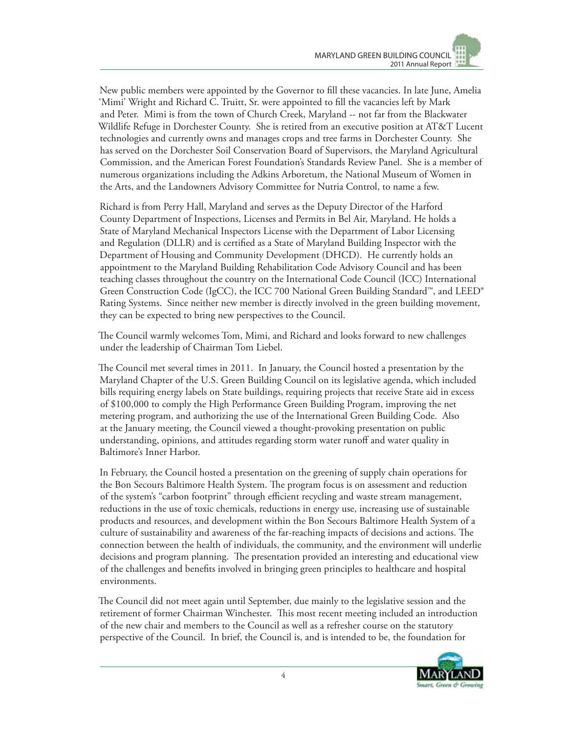New public members were appointed by the Governor to fill these vacancies. In late June, Amelia 'Mimi' Wright and Richard C. Truitt, Sr. were appointed to fill the vacancies left by Mark and Peter. Mimi is from the town of Church Creek, Maryland -- not far from the Blackwater Wildlife Refuge in Dorchester County. She is retired from an executive position at AT&T Lucent technologies and currently owns and manages crops and tree farms in Dorchester County. She has served on the Dorchester Soil Conservation Board of Supervisors, the Maryland Agricultural Commission, and the American Forest Foundation's Standards Review Panel. She is a member of numerous organizations including the Adkins Arboretum, the National Museum of Women in the Arts, and the Landowners Advisory Committee for Nutria Control, to name a few.

Richard is from Perry Hall, Maryland and serves as the Deputy Director of the Harford County Department of Inspections, Licenses and Permits in Bel Air, Maryland. He holds a State of Maryland Mechanical Inspectors License with the Department of Labor Licensing and Regulation (DLLR) and is certified as a State of Maryland Building Inspector with the Department of Housing and Community Development (DHCD). He currently holds an appointment to the Maryland Building Rehabilitation Code Advisory Council and has been teaching classes throughout the country on the International Code Council (ICC) International Green Construction Code (IgCC), the ICC 700 National Green Building Standard™, and LEED® Rating Systems. Since neither new member is directly involved in the green building movement, they can be expected to bring new perspectives to the Council.

The Council warmly welcomes Tom, Mimi, and Richard and looks forward to new challenges under the leadership of Chairman Tom Liebel.

The Council met several times in 2011. In January, the Council hosted a presentation by the Maryland Chapter of the U.S. Green Building Council on its legislative agenda, which included bills requiring energy labels on State buildings, requiring projects that receive State aid in excess of $100,000 to comply the High Performance Green Building Program, improving the net metering program, and authorizing the use of the International Green Building Code. Also at the January meeting, the Council viewed a thought-provoking presentation on public understanding, opinions, and attitudes regarding storm water runoff and water quality in Baltimore's Inner Harbor.

In February, the Council hosted a presentation on the greening of supply chain operations for the Bon Secours Baltimore Health System. The program focus is on assessment and reduction of the system's "carbon footprint" through efficient recycling and waste stream management, reductions in the use of toxic chemicals, reductions in energy use, increasing use of sustainable products and resources, and development within the Bon Secours Baltimore Health System of a culture of sustainability and awareness of the far-reaching impacts of decisions and actions. The connection between the health of individuals, the community, and the environment will underlie decisions and program planning. The presentation provided an interesting and educational view of the challenges and benefits involved in bringing green principles to healthcare and hospital environments.

The Council did not meet again until September, due mainly to the legislative session and the retirement of former Chairman Winchester. This most recent meeting included an introduction of the new chair and members to the Council as well as a refresher course on the statutory perspective of the Council. In brief, the Council is, and is intended to be, the foundation for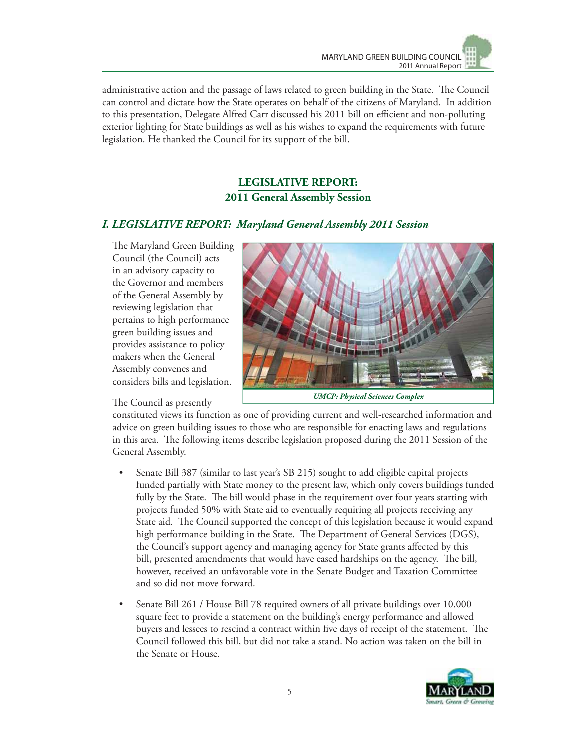administrative action and the passage of laws related to green building in the State. The Council can control and dictate how the State operates on behalf of the citizens of Maryland. In addition to this presentation, Delegate Alfred Carr discussed his 2011 bill on efficient and non-polluting exterior lighting for State buildings as well as his wishes to expand the requirements with future legislation. He thanked the Council for its support of the bill.

## LEGISLATIVE REPORT: 2011 General Assembly Session

### *I. LEGISLATIVE REPORT: Maryland General Assembly 2011 Session*

The Maryland Green Building Council (the Council) acts in an advisory capacity to the Governor and members of the General Assembly by reviewing legislation that pertains to high performance green building issues and provides assistance to policy makers when the General Assembly convenes and considers bills and legislation.

*UMCP: Physical Sciences Complex*

The Council as presently constituted views its function as one of providing current and well-researched information and advice on green building issues to those who are responsible for enacting laws and regulations in this area. The following items describe legislation proposed during the 2011 Session of the General Assembly.

- Senate Bill 387 (similar to last year's SB 215) sought to add eligible capital projects funded partially with State money to the present law, which only covers buildings funded fully by the State. The bill would phase in the requirement over four years starting with projects funded 50% with State aid to eventually requiring all projects receiving any State aid. The Council supported the concept of this legislation because it would expand high performance building in the State. The Department of General Services (DGS), the Council's support agency and managing agency for State grants affected by this bill, presented amendments that would have eased hardships on the agency. The bill, however, received an unfavorable vote in the Senate Budget and Taxation Committee and so did not move forward.

- Senate Bill 261 / House Bill 78 required owners of all private buildings over 10,000 square feet to provide a statement on the building's energy performance and allowed buyers and lessees to rescind a contract within five days of receipt of the statement. The Council followed this bill, but did not take a stand. No action was taken on the bill in the Senate or House.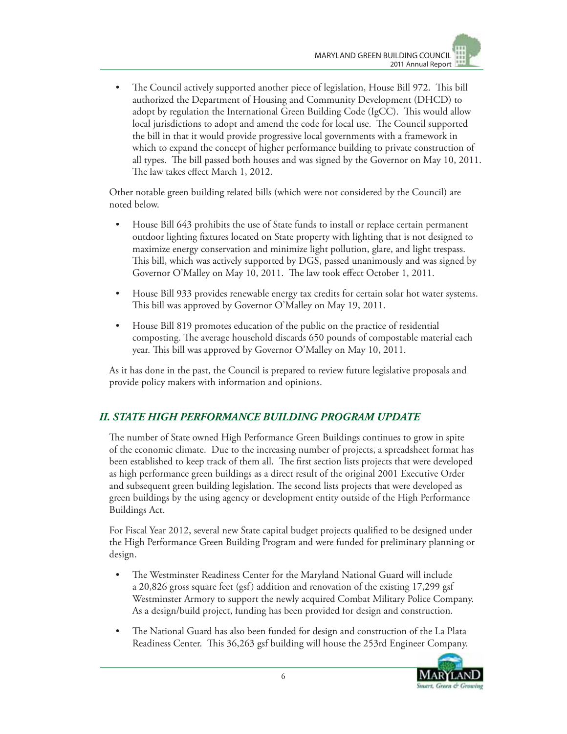- The Council actively supported another piece of legislation, House Bill 972. This bill authorized the Department of Housing and Community Development (DHCD) to adopt by regulation the International Green Building Code (IgCC). This would allow local jurisdictions to adopt and amend the code for local use. The Council supported the bill in that it would provide progressive local governments with a framework in which to expand the concept of higher performance building to private construction of all types. The bill passed both houses and was signed by the Governor on May 10, 2011. The law takes effect March 1, 2012.

Other notable green building related bills (which were not considered by the Council) are noted below.

- House Bill 643 prohibits the use of State funds to install or replace certain permanent outdoor lighting fixtures located on State property with lighting that is not designed to maximize energy conservation and minimize light pollution, glare, and light trespass. This bill, which was actively supported by DGS, passed unanimously and was signed by Governor O'Malley on May 10, 2011. The law took effect October 1, 2011.
- House Bill 933 provides renewable energy tax credits for certain solar hot water systems. This bill was approved by Governor O'Malley on May 19, 2011.
- House Bill 819 promotes education of the public on the practice of residential composting. The average household discards 650 pounds of compostable material each year. This bill was approved by Governor O'Malley on May 10, 2011.

As it has done in the past, the Council is prepared to review future legislative proposals and provide policy makers with information and opinions.

## *II. STATE HIGH PERFORMANCE BUILDING PROGRAM UPDATE*

The number of State owned High Performance Green Buildings continues to grow in spite of the economic climate. Due to the increasing number of projects, a spreadsheet format has been established to keep track of them all. The first section lists projects that were developed as high performance green buildings as a direct result of the original 2001 Executive Order and subsequent green building legislation. The second lists projects that were developed as green buildings by the using agency or development entity outside of the High Performance Buildings Act.

For Fiscal Year 2012, several new State capital budget projects qualified to be designed under the High Performance Green Building Program and were funded for preliminary planning or design.

- The Westminster Readiness Center for the Maryland National Guard will include a 20,826 gross square feet (gsf) addition and renovation of the existing 17,299 gsf Westminster Armory to support the newly acquired Combat Military Police Company. As a design/build project, funding has been provided for design and construction.
- The National Guard has also been funded for design and construction of the La Plata Readiness Center. This 36,263 gsf building will house the 253rd Engineer Company.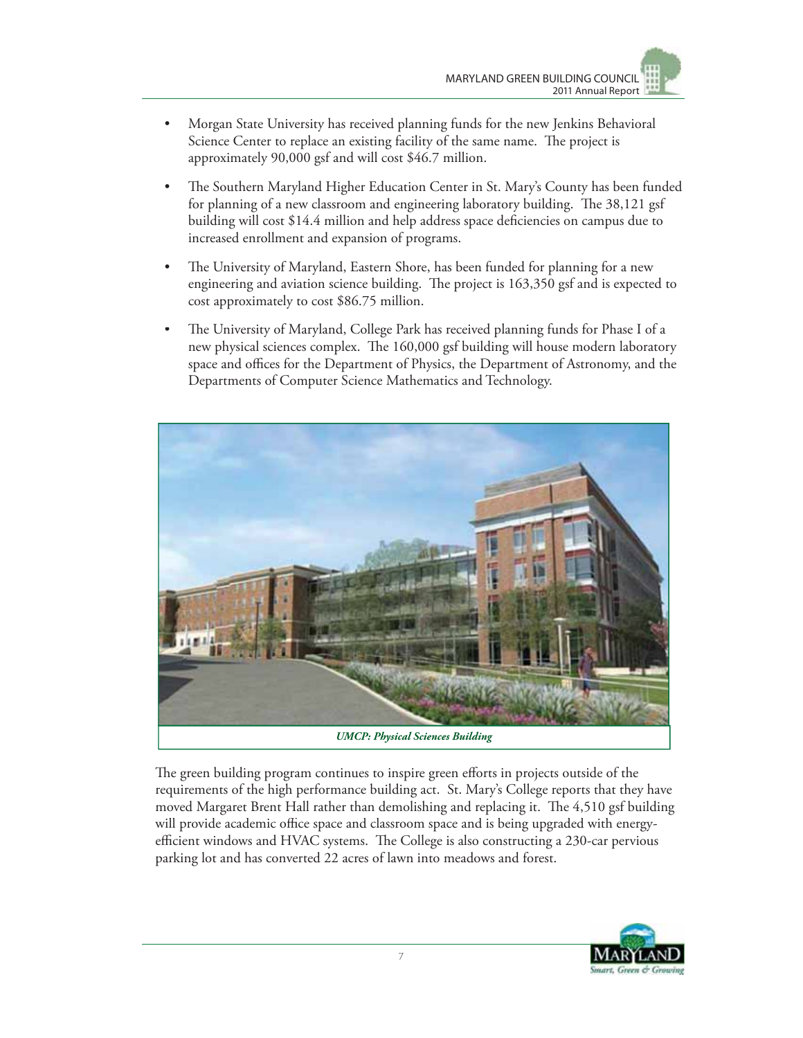- Morgan State University has received planning funds for the new Jenkins Behavioral Science Center to replace an existing facility of the same name. The project is approximately 90,000 gsf and will cost $46.7 million.
- The Southern Maryland Higher Education Center in St. Mary's County has been funded for planning of a new classroom and engineering laboratory building. The 38,121 gsf building will cost $14.4 million and help address space deficiencies on campus due to increased enrollment and expansion of programs.
- The University of Maryland, Eastern Shore, has been funded for planning for a new engineering and aviation science building. The project is 163,350 gsf and is expected to cost approximately to cost $86.75 million.
- The University of Maryland, College Park has received planning funds for Phase I of a new physical sciences complex. The 160,000 gsf building will house modern laboratory space and offices for the Department of Physics, the Department of Astronomy, and the Departments of Computer Science Mathematics and Technology.

***UMCP: Physical Sciences Building***

The green building program continues to inspire green efforts in projects outside of the requirements of the high performance building act. St. Mary's College reports that they have moved Margaret Brent Hall rather than demolishing and replacing it. The 4,510 gsf building will provide academic office space and classroom space and is being upgraded with energy-efficient windows and HVAC systems. The College is also constructing a 230-car pervious parking lot and has converted 22 acres of lawn into meadows and forest.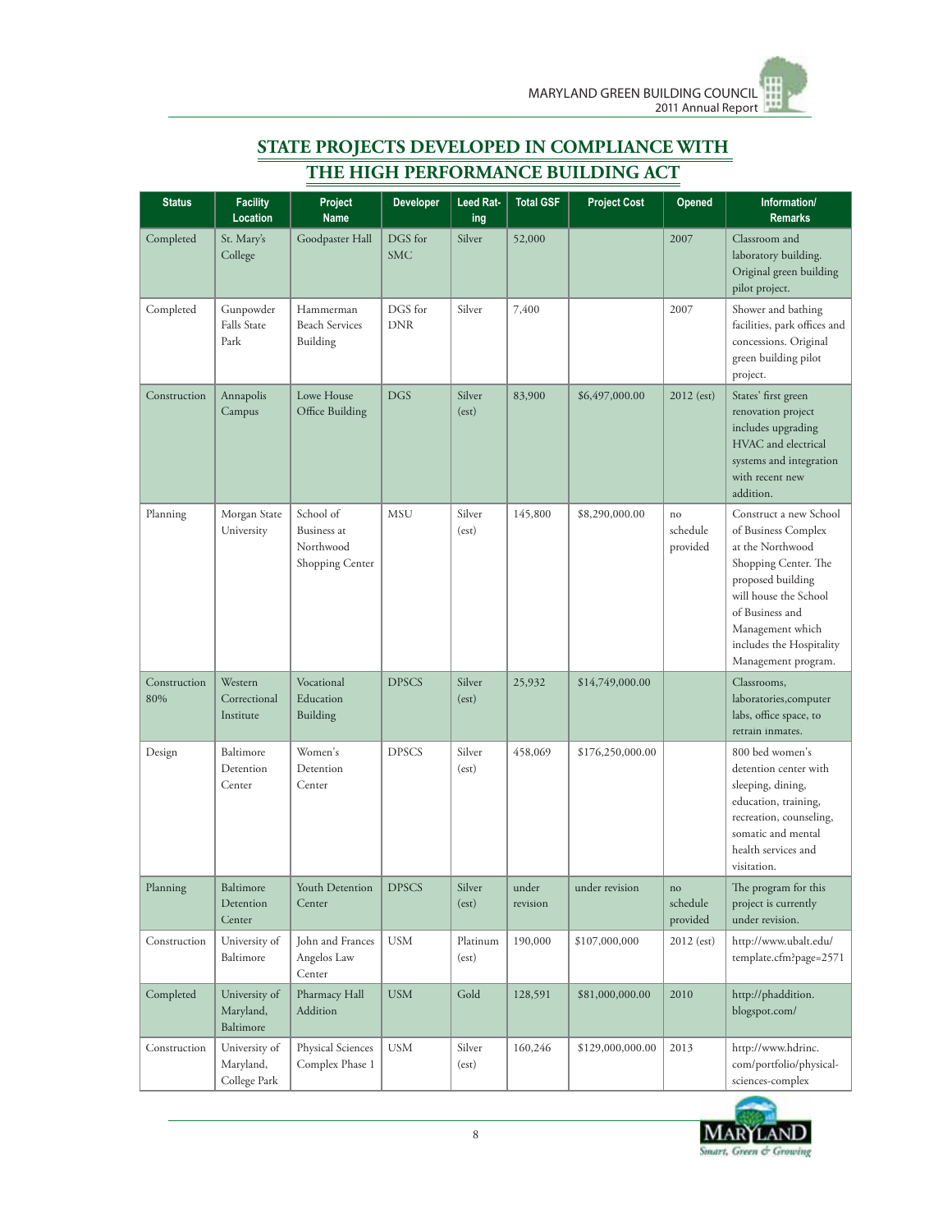## STATE PROJECTS DEVELOPED IN COMPLIANCE WITH THE HIGH PERFORMANCE BUILDING ACT

| Status | Facility Location | Project Name | Developer | Leed Rating | Total GSF | Project Cost | Opened | Information/ Remarks |
|---|---|---|---|---|---|---|---|---|
| Completed | St. Mary's College | Goodpaster Hall | DGS for SMC | Silver | 52,000 | | 2007 | Classroom and laboratory building. Original green building pilot project. |
| Completed | Gunpowder Falls State Park | Hammerman Beach Services Building | DGS for DNR | Silver | 7,400 | | 2007 | Shower and bathing facilities, park offices and concessions. Original green building pilot project. |
| Construction | Annapolis Campus | Lowe House Office Building | DGS | Silver (est) | 83,900 | $6,497,000.00 | 2012 (est) | States' first green renovation project includes upgrading HVAC and electrical systems and integration with recent new addition. |
| Planning | Morgan State University | School of Business at Northwood Shopping Center | MSU | Silver (est) | 145,800 | $8,290,000.00 | no schedule provided | Construct a new School of Business Complex at the Northwood Shopping Center. The proposed building will house the School of Business and Management which includes the Hospitality Management program. |
| Construction 80% | Western Correctional Institute | Vocational Education Building | DPSCS | Silver (est) | 25,932 | $14,749,000.00 | | Classrooms, laboratories,computer labs, office space, to retrain inmates. |
| Design | Baltimore Detention Center | Women's Detention Center | DPSCS | Silver (est) | 458,069 | $176,250,000.00 | | 800 bed women's detention center with sleeping, dining, education, training, recreation, counseling, somatic and mental health services and visitation. |
| Planning | Baltimore Detention Center | Youth Detention Center | DPSCS | Silver (est) | under revision | under revision | no schedule provided | The program for this project is currently under revision. |
| Construction | University of Baltimore | John and Frances Angelos Law Center | USM | Platinum (est) | 190,000 | $107,000,000 | 2012 (est) | http://www.ubalt.edu/template.cfm?page=2571 |
| Completed | University of Maryland, Baltimore | Pharmacy Hall Addition | USM | Gold | 128,591 | $81,000,000.00 | 2010 | http://phaddition.blogspot.com/ |
| Construction | University of Maryland, College Park | Physical Sciences Complex Phase 1 | USM | Silver (est) | 160,246 | $129,000,000.00 | 2013 | http://www.hdrinc.com/portfolio/physical-sciences-complex |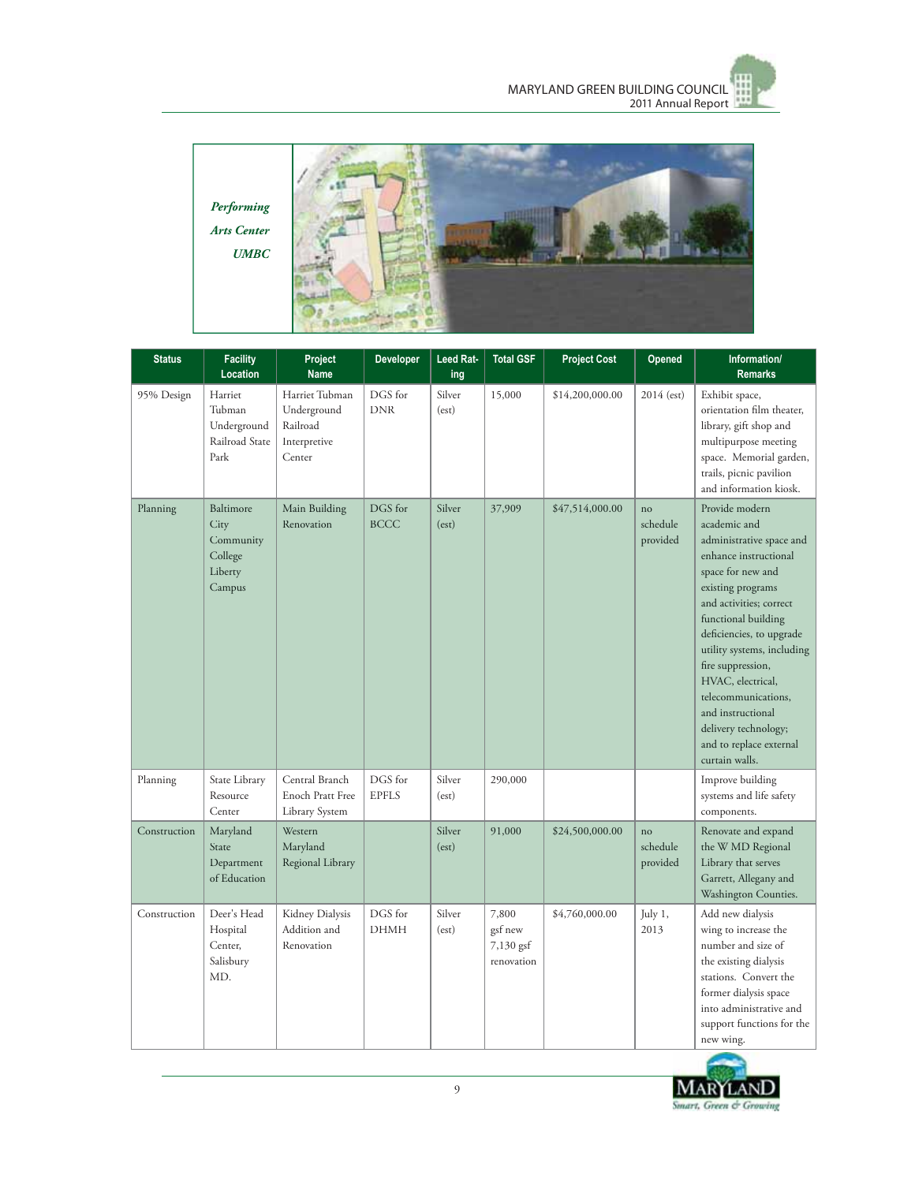*Performing Arts Center UMBC*

| Status | Facility Location | Project Name | Developer | Leed Rating | Total GSF | Project Cost | Opened | Information/ Remarks |
|---|---|---|---|---|---|---|---|---|
| 95% Design | Harriet Tubman Underground Railroad State Park | Harriet Tubman Underground Railroad Interpretive Center | DGS for DNR | Silver (est) | 15,000 | $14,200,000.00 | 2014 (est) | Exhibit space, orientation film theater, library, gift shop and multipurpose meeting space. Memorial garden, trails, picnic pavilion and information kiosk. |
| Planning | Baltimore City Community College Liberty Campus | Main Building Renovation | DGS for BCCC | Silver (est) | 37,909 | $47,514,000.00 | no schedule provided | Provide modern academic and administrative space and enhance instructional space for new and existing programs and activities; correct functional building deficiencies, to upgrade utility systems, including fire suppression, HVAC, electrical, telecommunications, and instructional delivery technology; and to replace external curtain walls. |
| Planning | State Library Resource Center | Central Branch Enoch Pratt Free Library System | DGS for EPFLS | Silver (est) | 290,000 | | | Improve building systems and life safety components. |
| Construction | Maryland State Department of Education | Western Maryland Regional Library | | Silver (est) | 91,000 | $24,500,000.00 | no schedule provided | Renovate and expand the W MD Regional Library that serves Garrett, Allegany and Washington Counties. |
| Construction | Deer's Head Hospital Center, Salisbury MD. | Kidney Dialysis Addition and Renovation | DGS for DHMH | Silver (est) | 7,800 gsf new 7,130 gsf renovation | $4,760,000.00 | July 1, 2013 | Add new dialysis wing to increase the number and size of the existing dialysis stations. Convert the former dialysis space into administrative and support functions for the new wing. |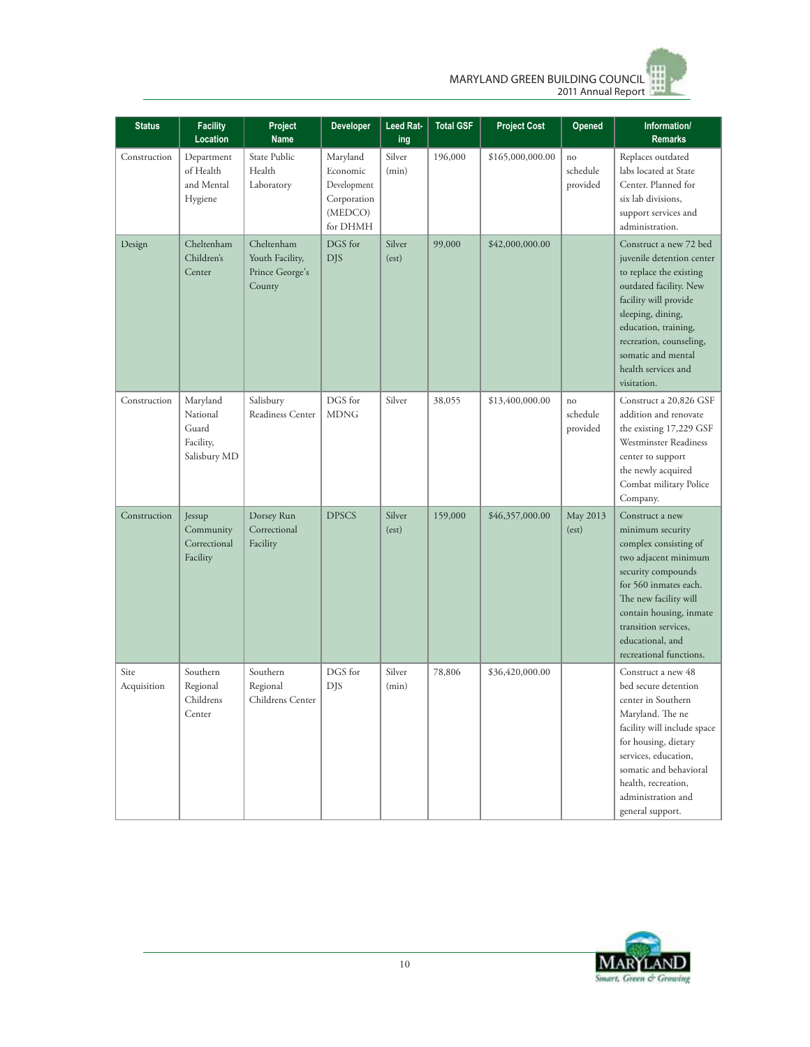| Status | Facility Location | Project Name | Developer | Leed Rating | Total GSF | Project Cost | Opened | Information/ Remarks |
|---|---|---|---|---|---|---|---|---|
| Construction | Department of Health and Mental Hygiene | State Public Health Laboratory | Maryland Economic Development Corporation (MEDCO) for DHMH | Silver (min) | 196,000 | $165,000,000.00 | no schedule provided | Replaces outdated labs located at State Center. Planned for six lab divisions, support services and administration. |
| Design | Cheltenham Children's Center | Cheltenham Youth Facility, Prince George's County | DGS for DJS | Silver (est) | 99,000 | $42,000,000.00 | | Construct a new 72 bed juvenile detention center to replace the existing outdated facility. New facility will provide sleeping, dining, education, training, recreation, counseling, somatic and mental health services and visitation. |
| Construction | Maryland National Guard Facility, Salisbury MD | Salisbury Readiness Center | DGS for MDNG | Silver | 38,055 | $13,400,000.00 | no schedule provided | Construct a 20,826 GSF addition and renovate the existing 17,229 GSF Westminster Readiness center to support the newly acquired Combat military Police Company. |
| Construction | Jessup Community Correctional Facility | Dorsey Run Correctional Facility | DPSCS | Silver (est) | 159,000 | $46,357,000.00 | May 2013 (est) | Construct a new minimum security complex consisting of two adjacent minimum security compounds for 560 inmates each. The new facility will contain housing, inmate transition services, educational, and recreational functions. |
| Site Acquisition | Southern Regional Childrens Center | Southern Regional Childrens Center | DGS for DJS | Silver (min) | 78,806 | $36,420,000.00 | | Construct a new 48 bed secure detention center in Southern Maryland. The ne facility will include space for housing, dietary services, education, somatic and behavioral health, recreation, administration and general support. |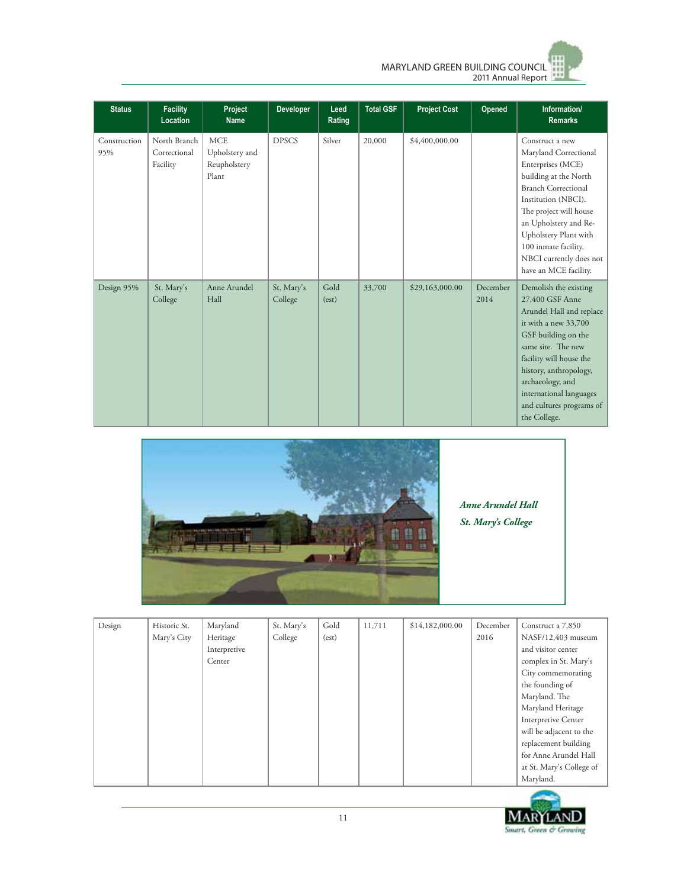| Status | Facility Location | Project Name | Developer | Leed Rating | Total GSF | Project Cost | Opened | Information/ Remarks |
|---|---|---|---|---|---|---|---|---|
| Construction 95% | North Branch Correctional Facility | MCE Upholstery and Reupholstery Plant | DPSCS | Silver | 20,000 | $4,400,000.00 | | Construct a new Maryland Correctional Enterprises (MCE) building at the North Branch Correctional Institution (NBCI). The project will house an Upholstery and Re-Upholstery Plant with 100 inmate facility. NBCI currently does not have an MCE facility. |
| Design 95% | St. Mary's College | Anne Arundel Hall | St. Mary's College | Gold (est) | 33,700 | $29,163,000.00 | December 2014 | Demolish the existing 27,400 GSF Anne Arundel Hall and replace it with a new 33,700 GSF building on the same site. The new facility will house the history, anthropology, archaeology, and international languages and cultures programs of the College. |

*Anne Arundel Hall*
*St. Mary's College*

| Status | Facility Location | Project Name | Developer | Leed Rating | Total GSF | Project Cost | Opened | Information/ Remarks |
|---|---|---|---|---|---|---|---|---|
| Design | Historic St. Mary's City | Maryland Heritage Interpretive Center | St. Mary's College | Gold (est) | 11,711 | $14,182,000.00 | December 2016 | Construct a 7,850 NASF/12,403 museum and visitor center complex in St. Mary's City commemorating the founding of Maryland. The Maryland Heritage Interpretive Center will be adjacent to the replacement building for Anne Arundel Hall at St. Mary's College of Maryland. |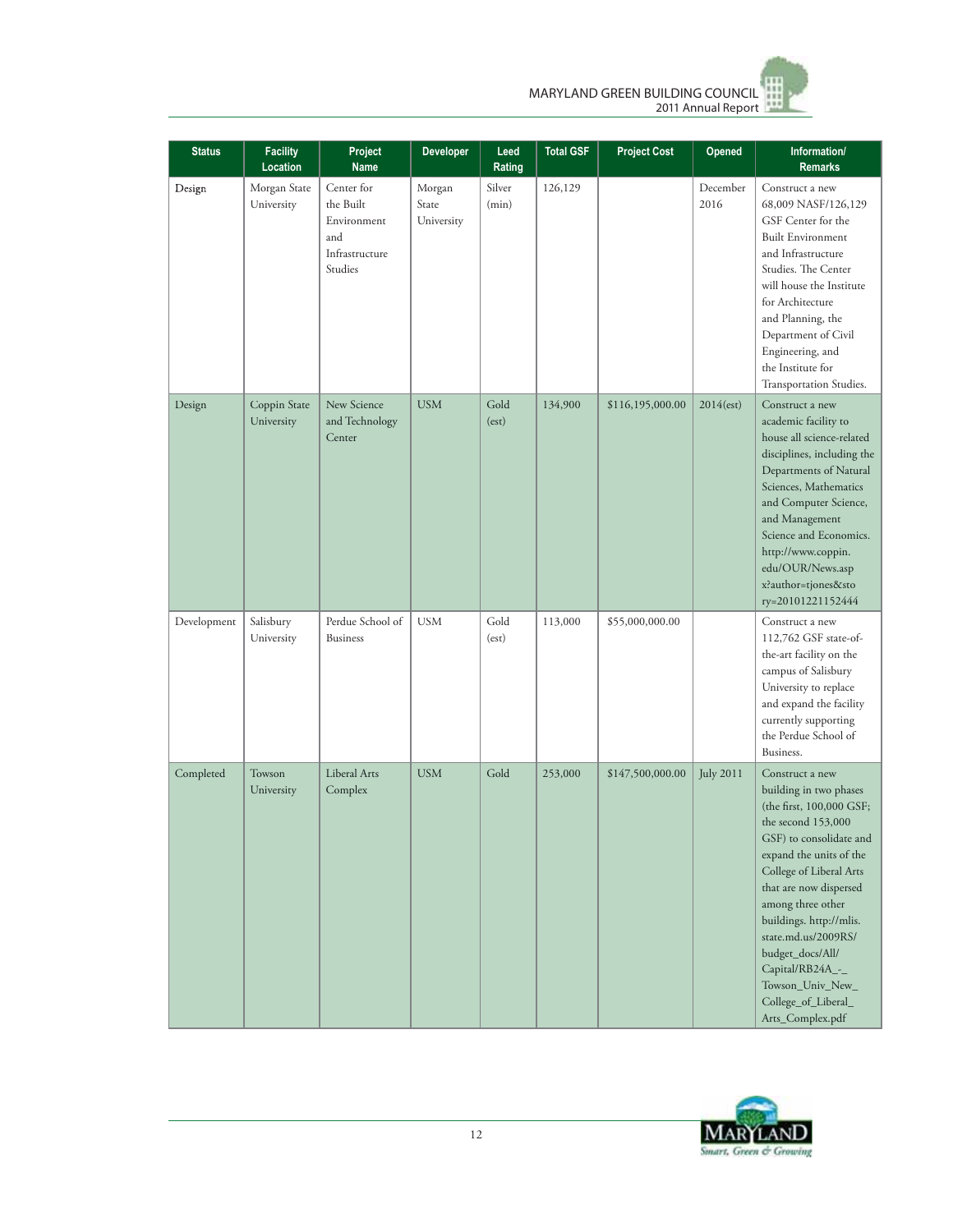| Status | Facility Location | Project Name | Developer | Leed Rating | Total GSF | Project Cost | Opened | Information/ Remarks |
|---|---|---|---|---|---|---|---|---|
| Design | Morgan State University | Center for the Built Environment and Infrastructure Studies | Morgan State University | Silver (min) | 126,129 | | December 2016 | Construct a new 68,009 NASF/126,129 GSF Center for the Built Environment and Infrastructure Studies. The Center will house the Institute for Architecture and Planning, the Department of Civil Engineering, and the Institute for Transportation Studies. |
| Design | Coppin State University | New Science and Technology Center | USM | Gold (est) | 134,900 | $116,195,000.00 | 2014(est) | Construct a new academic facility to house all science-related disciplines, including the Departments of Natural Sciences, Mathematics and Computer Science, and Management Science and Economics. http://www.coppin.edu/OUR/News.aspx?author=tjones&story=20101221152444 |
| Development | Salisbury University | Perdue School of Business | USM | Gold (est) | 113,000 | $55,000,000.00 | | Construct a new 112,762 GSF state-of-the-art facility on the campus of Salisbury University to replace and expand the facility currently supporting the Perdue School of Business. |
| Completed | Towson University | Liberal Arts Complex | USM | Gold | 253,000 | $147,500,000.00 | July 2011 | Construct a new building in two phases (the first, 100,000 GSF; the second 153,000 GSF) to consolidate and expand the units of the College of Liberal Arts that are now dispersed among three other buildings. http://mlis.state.md.us/2009RS/budget_docs/All/Capital/RB24A_-_Towson_Univ_New_College_of_Liberal_Arts_Complex.pdf |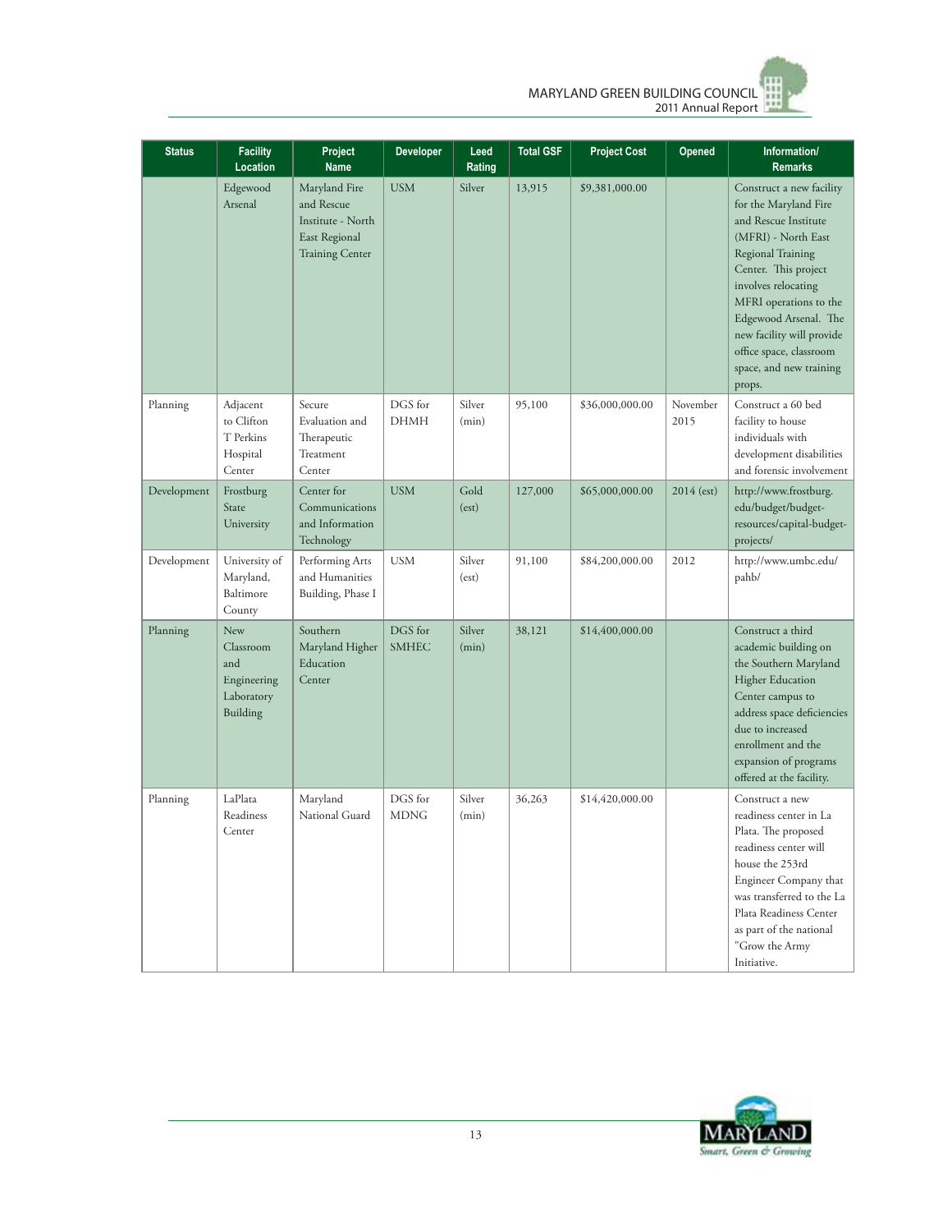| Status | Facility Location | Project Name | Developer | Leed Rating | Total GSF | Project Cost | Opened | Information/ Remarks |
|---|---|---|---|---|---|---|---|---|
| | Edgewood Arsenal | Maryland Fire and Rescue Institute - North East Regional Training Center | USM | Silver | 13,915 | $9,381,000.00 | | Construct a new facility for the Maryland Fire and Rescue Institute (MFRI) - North East Regional Training Center. This project involves relocating MFRI operations to the Edgewood Arsenal. The new facility will provide office space, classroom space, and new training props. |
| Planning | Adjacent to Clifton T Perkins Hospital Center | Secure Evaluation and Therapeutic Treatment Center | DGS for DHMH | Silver (min) | 95,100 | $36,000,000.00 | November 2015 | Construct a 60 bed facility to house individuals with development disabilities and forensic involvement |
| Development | Frostburg State University | Center for Communications and Information Technology | USM | Gold (est) | 127,000 | $65,000,000.00 | 2014 (est) | http://www.frostburg.edu/budget/budget-resources/capital-budget-projects/ |
| Development | University of Maryland, Baltimore County | Performing Arts and Humanities Building, Phase I | USM | Silver (est) | 91,100 | $84,200,000.00 | 2012 | http://www.umbc.edu/pahb/ |
| Planning | New Classroom and Engineering Laboratory Building | Southern Maryland Higher Education Center | DGS for SMHEC | Silver (min) | 38,121 | $14,400,000.00 | | Construct a third academic building on the Southern Maryland Higher Education Center campus to address space deficiencies due to increased enrollment and the expansion of programs offered at the facility. |
| Planning | LaPlata Readiness Center | Maryland National Guard | DGS for MDNG | Silver (min) | 36,263 | $14,420,000.00 | | Construct a new readiness center in La Plata. The proposed readiness center will house the 253rd Engineer Company that was transferred to the La Plata Readiness Center as part of the national "Grow the Army Initiative. |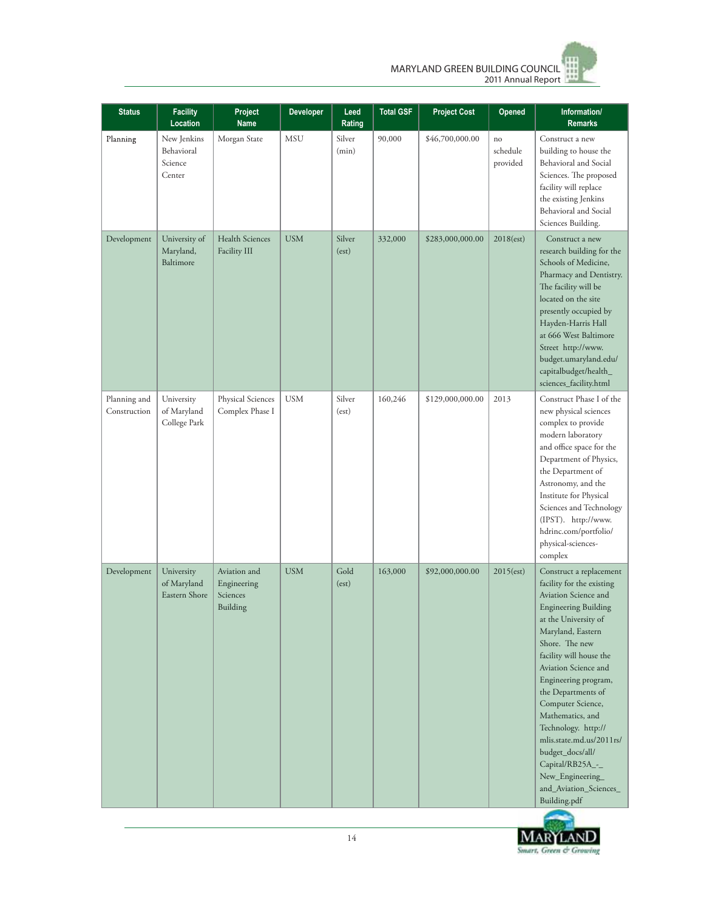| Status | Facility Location | Project Name | Developer | Leed Rating | Total GSF | Project Cost | Opened | Information/ Remarks |
|---|---|---|---|---|---|---|---|---|
| Planning | New Jenkins Behavioral Science Center | Morgan State | MSU | Silver (min) | 90,000 | $46,700,000.00 | no schedule provided | Construct a new building to house the Behavioral and Social Sciences. The proposed facility will replace the existing Jenkins Behavioral and Social Sciences Building. |
| Development | University of Maryland, Baltimore | Health Sciences Facility III | USM | Silver (est) | 332,000 | $283,000,000.00 | 2018(est) | Construct a new research building for the Schools of Medicine, Pharmacy and Dentistry. The facility will be located on the site presently occupied by Hayden-Harris Hall at 666 West Baltimore Street http://www.budget.umaryland.edu/capitalbudget/health_sciences_facility.html |
| Planning and Construction | University of Maryland College Park | Physical Sciences Complex Phase I | USM | Silver (est) | 160,246 | $129,000,000.00 | 2013 | Construct Phase I of the new physical sciences complex to provide modern laboratory and office space for the Department of Physics, the Department of Astronomy, and the Institute for Physical Sciences and Technology (IPST). http://www.hdrinc.com/portfolio/physical-sciences-complex |
| Development | University of Maryland Eastern Shore | Aviation and Engineering Sciences Building | USM | Gold (est) | 163,000 | $92,000,000.00 | 2015(est) | Construct a replacement facility for the existing Aviation Science and Engineering Building at the University of Maryland, Eastern Shore. The new facility will house the Aviation Science and Engineering program, the Departments of Computer Science, Mathematics, and Technology. http://mlis.state.md.us/2011rs/budget_docs/all/Capital/RB25A_-_New_Engineering_and_Aviation_Sciences_Building.pdf |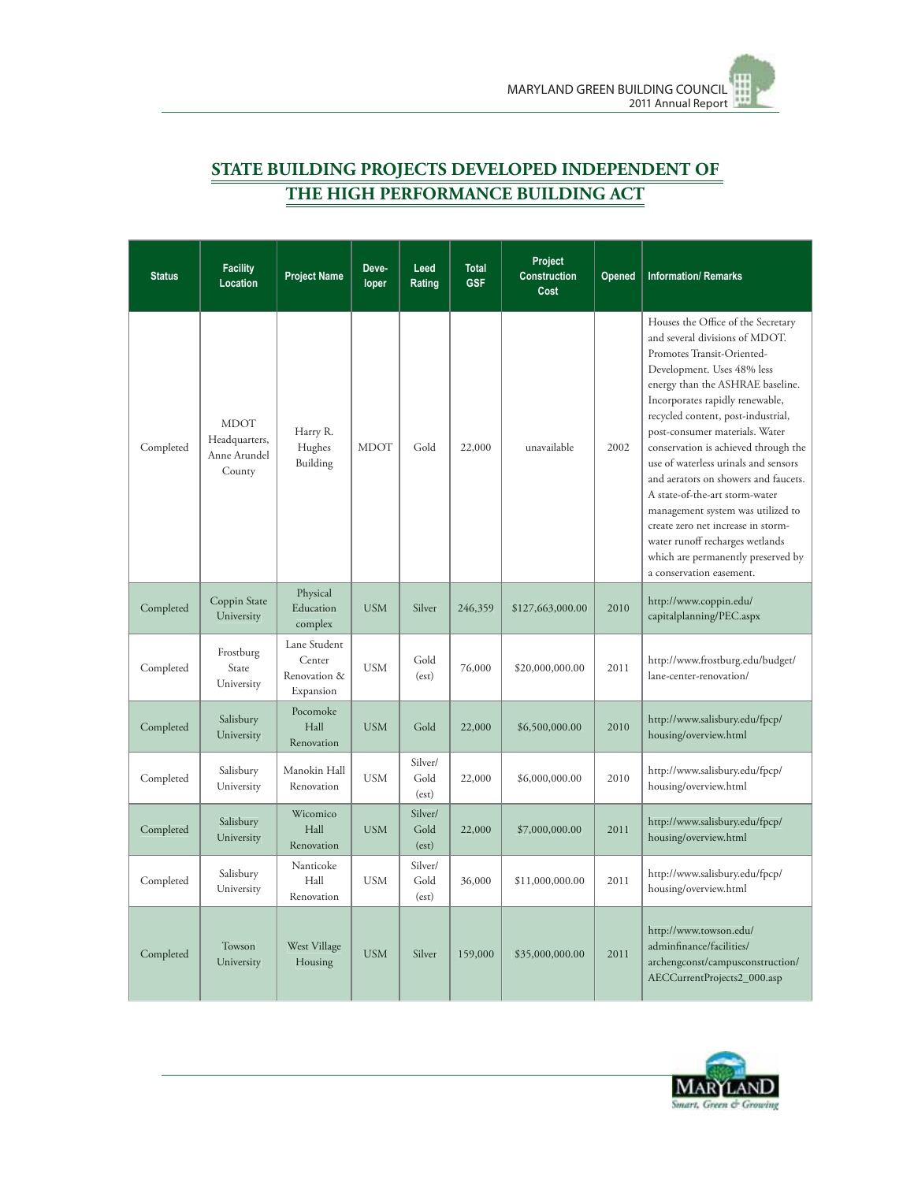## STATE BUILDING PROJECTS DEVELOPED INDEPENDENT OF THE HIGH PERFORMANCE BUILDING ACT

| Status | Facility Location | Project Name | Deve-loper | Leed Rating | Total GSF | Project Construction Cost | Opened | Information/ Remarks |
|---|---|---|---|---|---|---|---|---|
| Completed | MDOT Headquarters, Anne Arundel County | Harry R. Hughes Building | MDOT | Gold | 22,000 | unavailable | 2002 | Houses the Office of the Secretary and several divisions of MDOT. Promotes Transit-Oriented-Development. Uses 48% less energy than the ASHRAE baseline. Incorporates rapidly renewable, recycled content, post-industrial, post-consumer materials. Water conservation is achieved through the use of waterless urinals and sensors and aerators on showers and faucets. A state-of-the-art storm-water management system was utilized to create zero net increase in storm-water runoff recharges wetlands which are permanently preserved by a conservation easement. |
| Completed | Coppin State University | Physical Education complex | USM | Silver | 246,359 | $127,663,000.00 | 2010 | http://www.coppin.edu/capitalplanning/PEC.aspx |
| Completed | Frostburg State University | Lane Student Center Renovation & Expansion | USM | Gold (est) | 76,000 | $20,000,000.00 | 2011 | http://www.frostburg.edu/budget/lane-center-renovation/ |
| Completed | Salisbury University | Pocomoke Hall Renovation | USM | Gold | 22,000 | $6,500,000.00 | 2010 | http://www.salisbury.edu/fpcp/housing/overview.html |
| Completed | Salisbury University | Manokin Hall Renovation | USM | Silver/ Gold (est) | 22,000 | $6,000,000.00 | 2010 | http://www.salisbury.edu/fpcp/housing/overview.html |
| Completed | Salisbury University | Wicomico Hall Renovation | USM | Silver/ Gold (est) | 22,000 | $7,000,000.00 | 2011 | http://www.salisbury.edu/fpcp/housing/overview.html |
| Completed | Salisbury University | Nanticoke Hall Renovation | USM | Silver/ Gold (est) | 36,000 | $11,000,000.00 | 2011 | http://www.salisbury.edu/fpcp/housing/overview.html |
| Completed | Towson University | West Village Housing | USM | Silver | 159,000 | $35,000,000.00 | 2011 | http://www.towson.edu/adminfinance/facilities/archengconst/campusconstruction/AECCurrentProjects2_000.asp |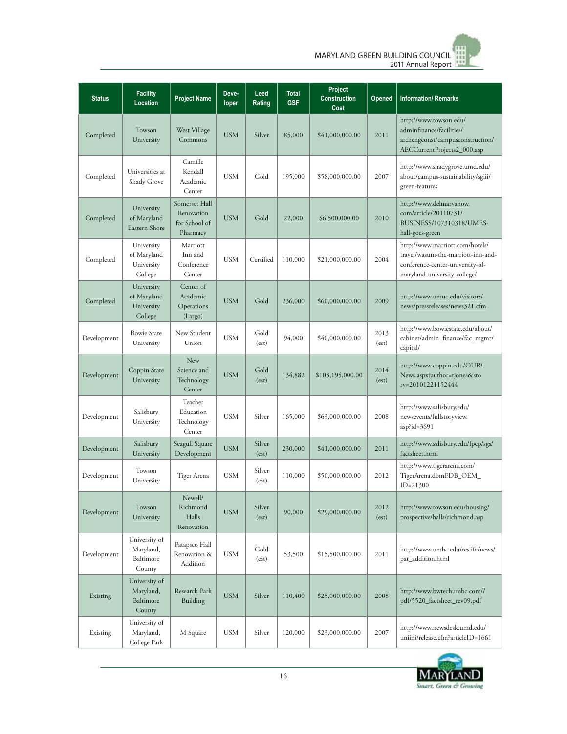| Status | Facility Location | Project Name | Deve-loper | Leed Rating | Total GSF | Project Construction Cost | Opened | Information/ Remarks |
|---|---|---|---|---|---|---|---|---|
| Completed | Towson University | West Village Commons | USM | Silver | 85,000 | $41,000,000.00 | 2011 | http://www.towson.edu/adminfinance/facilities/archengconst/campusconstruction/AECCurrentProjects2_000.asp |
| Completed | Universities at Shady Grove | Camille Kendall Academic Center | USM | Gold | 195,000 | $58,000,000.00 | 2007 | http://www.shadygrove.umd.edu/about/campus-sustainability/sgiii/green-features |
| Completed | University of Maryland Eastern Shore | Somerset Hall Renovation for School of Pharmacy | USM | Gold | 22,000 | $6,500,000.00 | 2010 | http://www.delmarvanow.com/article/20110731/BUSINESS/107310318/UMES-hall-goes-green |
| Completed | University of Maryland University College | Marriott Inn and Conference Center | USM | Certified | 110,000 | $21,000,000.00 | 2004 | http://www.marriott.com/hotels/travel/wasum-the-marriott-inn-and-conference-center-university-of-maryland-university-college/ |
| Completed | University of Maryland University College | Center of Academic Operations (Largo) | USM | Gold | 236,000 | $60,000,000.00 | 2009 | http://www.umuc.edu/visitors/news/pressreleases/news321.cfm |
| Development | Bowie State University | New Student Union | USM | Gold (est) | 94,000 | $40,000,000.00 | 2013 (est) | http://www.bowiestate.edu/about/cabinet/admin_finance/fac_mgmt/capital/ |
| Development | Coppin State University | New Science and Technology Center | USM | Gold (est) | 134,882 | $103,195,000.00 | 2014 (est) | http://www.coppin.edu/OUR/News.aspx?author=tjones&story=20101221152444 |
| Development | Salisbury University | Teacher Education Technology Center | USM | Silver | 165,000 | $63,000,000.00 | 2008 | http://www.salisbury.edu/newsevents/fullstoryview.asp?id=3691 |
| Development | Salisbury University | Seagull Square Development | USM | Silver (est) | 230,000 | $41,000,000.00 | 2011 | http://www.salisbury.edu/fpcp/sgs/factsheet.html |
| Development | Towson University | Tiger Arena | USM | Silver (est) | 110,000 | $50,000,000.00 | 2012 | http://www.tigerarena.com/TigerArena.dbml?DB_OEM_ID=21300 |
| Development | Towson University | Newell/ Richmond Halls Renovation | USM | Silver (est) | 90,000 | $29,000,000.00 | 2012 (est) | http://www.towson.edu/housing/prospective/halls/richmond.asp |
| Development | University of Maryland, Baltimore County | Patapsco Hall Renovation & Addition | USM | Gold (est) | 53,500 | $15,500,000.00 | 2011 | http://www.umbc.edu/reslife/news/pat_addition.html |
| Existing | University of Maryland, Baltimore County | Research Park Building | USM | Silver | 110,400 | $25,000,000.00 | 2008 | http://www.bwtechumbc.com//pdf/5520_factsheet_rev09.pdf |
| Existing | University of Maryland, College Park | M Square | USM | Silver | 120,000 | $23,000,000.00 | 2007 | http://www.newsdesk.umd.edu/uniini/release.cfm?articleID=1661 |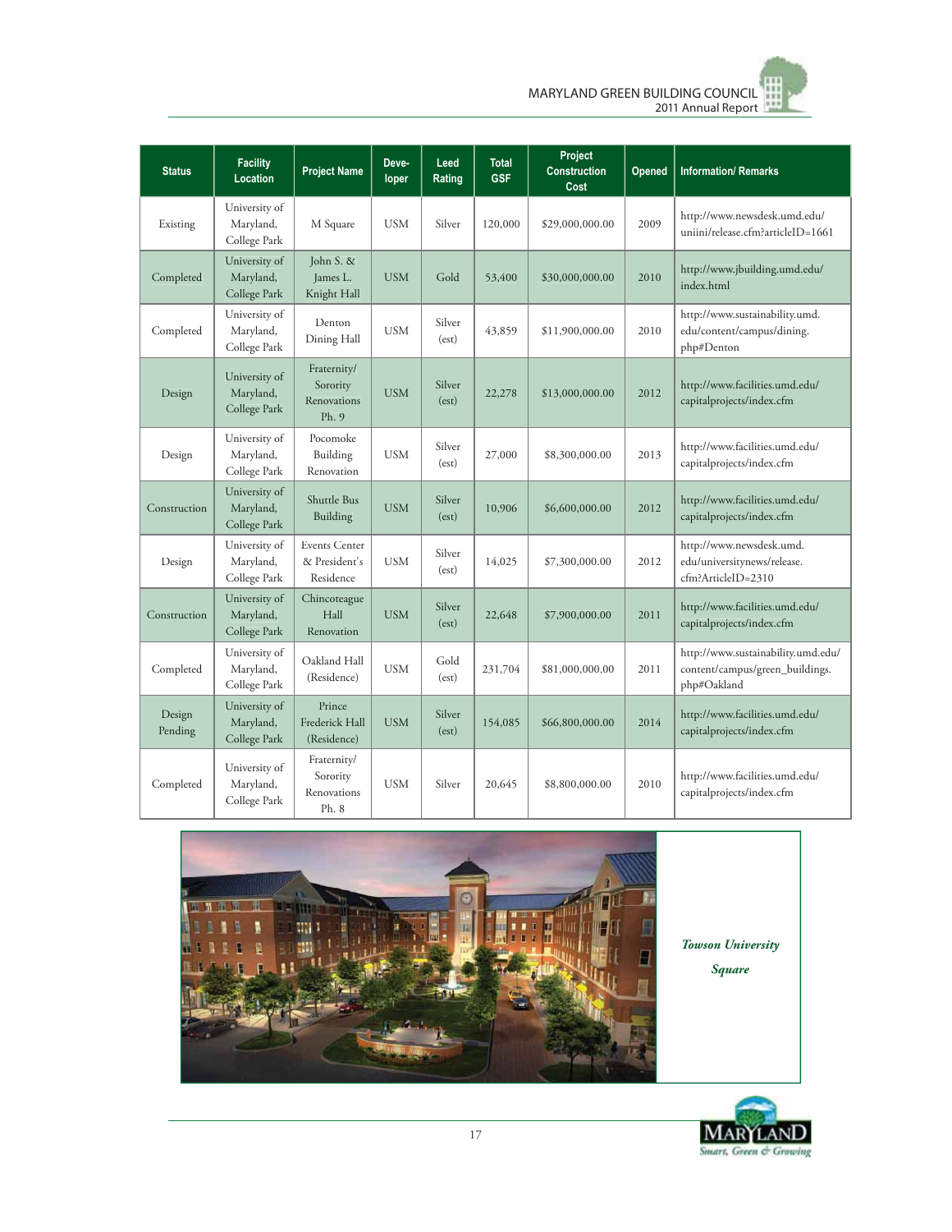| Status | Facility Location | Project Name | Developer | Leed Rating | Total GSF | Project Construction Cost | Opened | Information/ Remarks |
|---|---|---|---|---|---|---|---|---|
| Existing | University of Maryland, College Park | M Square | USM | Silver | 120,000 | $29,000,000.00 | 2009 | http://www.newsdesk.umd.edu/uniini/release.cfm?articleID=1661 |
| Completed | University of Maryland, College Park | John S. & James L. Knight Hall | USM | Gold | 53,400 | $30,000,000.00 | 2010 | http://www.jbuilding.umd.edu/index.html |
| Completed | University of Maryland, College Park | Denton Dining Hall | USM | Silver (est) | 43,859 | $11,900,000.00 | 2010 | http://www.sustainability.umd.edu/content/campus/dining.php#Denton |
| Design | University of Maryland, College Park | Fraternity/ Sorority Renovations Ph. 9 | USM | Silver (est) | 22,278 | $13,000,000.00 | 2012 | http://www.facilities.umd.edu/capitalprojects/index.cfm |
| Design | University of Maryland, College Park | Pocomoke Building Renovation | USM | Silver (est) | 27,000 | $8,300,000.00 | 2013 | http://www.facilities.umd.edu/capitalprojects/index.cfm |
| Construction | University of Maryland, College Park | Shuttle Bus Building | USM | Silver (est) | 10,906 | $6,600,000.00 | 2012 | http://www.facilities.umd.edu/capitalprojects/index.cfm |
| Design | University of Maryland, College Park | Events Center & President's Residence | USM | Silver (est) | 14,025 | $7,300,000.00 | 2012 | http://www.newsdesk.umd.edu/universitynews/release.cfm?ArticleID=2310 |
| Construction | University of Maryland, College Park | Chincoteague Hall Renovation | USM | Silver (est) | 22,648 | $7,900,000.00 | 2011 | http://www.facilities.umd.edu/capitalprojects/index.cfm |
| Completed | University of Maryland, College Park | Oakland Hall (Residence) | USM | Gold (est) | 231,704 | $81,000,000.00 | 2011 | http://www.sustainability.umd.edu/content/campus/green_buildings.php#Oakland |
| Design Pending | University of Maryland, College Park | Prince Frederick Hall (Residence) | USM | Silver (est) | 154,085 | $66,800,000.00 | 2014 | http://www.facilities.umd.edu/capitalprojects/index.cfm |
| Completed | University of Maryland, College Park | Fraternity/ Sorority Renovations Ph. 8 | USM | Silver | 20,645 | $8,800,000.00 | 2010 | http://www.facilities.umd.edu/capitalprojects/index.cfm |

*Towson University Square*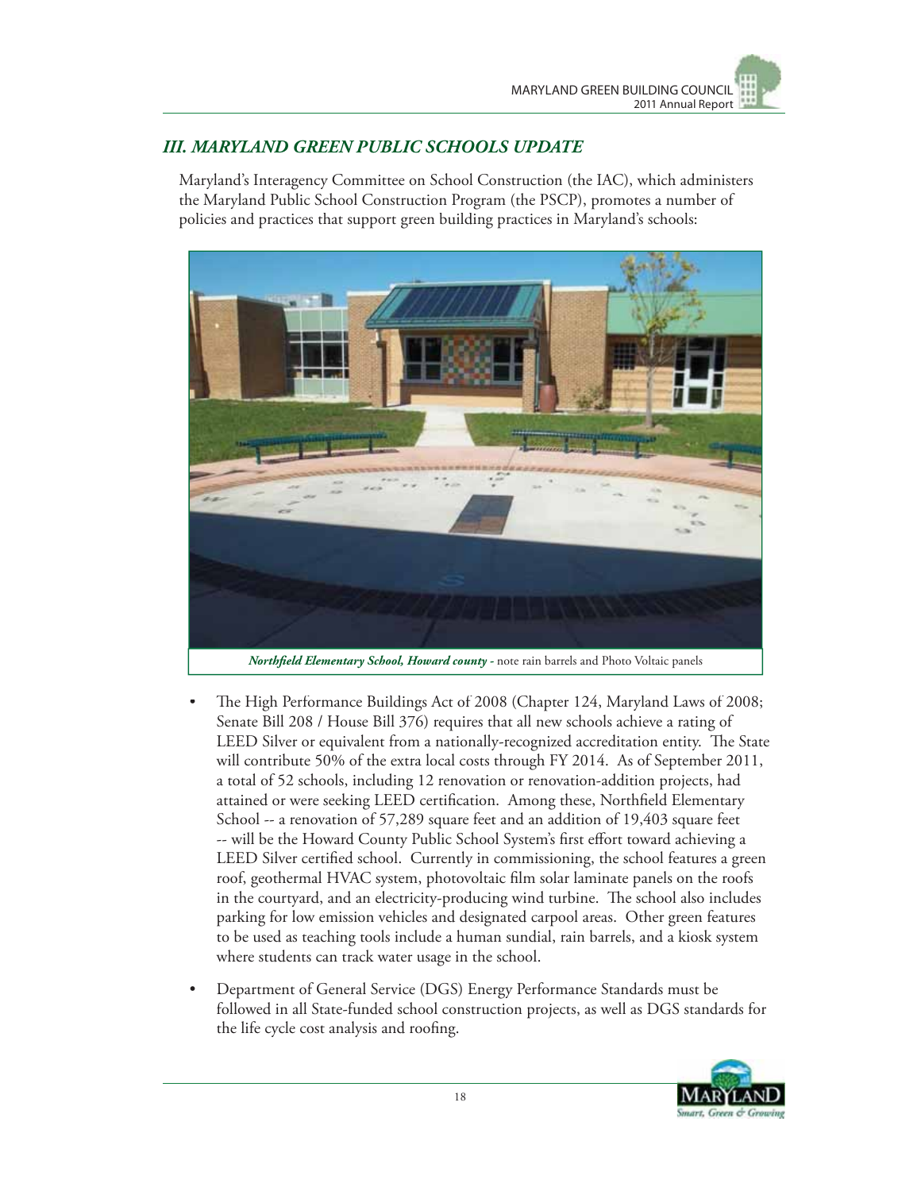## *III. MARYLAND GREEN PUBLIC SCHOOLS UPDATE*

Maryland's Interagency Committee on School Construction (the IAC), which administers the Maryland Public School Construction Program (the PSCP), promotes a number of policies and practices that support green building practices in Maryland's schools:

***Northfield Elementary School, Howard county*** - note rain barrels and Photo Voltaic panels

- The High Performance Buildings Act of 2008 (Chapter 124, Maryland Laws of 2008; Senate Bill 208 / House Bill 376) requires that all new schools achieve a rating of LEED Silver or equivalent from a nationally-recognized accreditation entity. The State will contribute 50% of the extra local costs through FY 2014. As of September 2011, a total of 52 schools, including 12 renovation or renovation-addition projects, had attained or were seeking LEED certification. Among these, Northfield Elementary School -- a renovation of 57,289 square feet and an addition of 19,403 square feet -- will be the Howard County Public School System's first effort toward achieving a LEED Silver certified school. Currently in commissioning, the school features a green roof, geothermal HVAC system, photovoltaic film solar laminate panels on the roofs in the courtyard, and an electricity-producing wind turbine. The school also includes parking for low emission vehicles and designated carpool areas. Other green features to be used as teaching tools include a human sundial, rain barrels, and a kiosk system where students can track water usage in the school.

- Department of General Service (DGS) Energy Performance Standards must be followed in all State-funded school construction projects, as well as DGS standards for the life cycle cost analysis and roofing.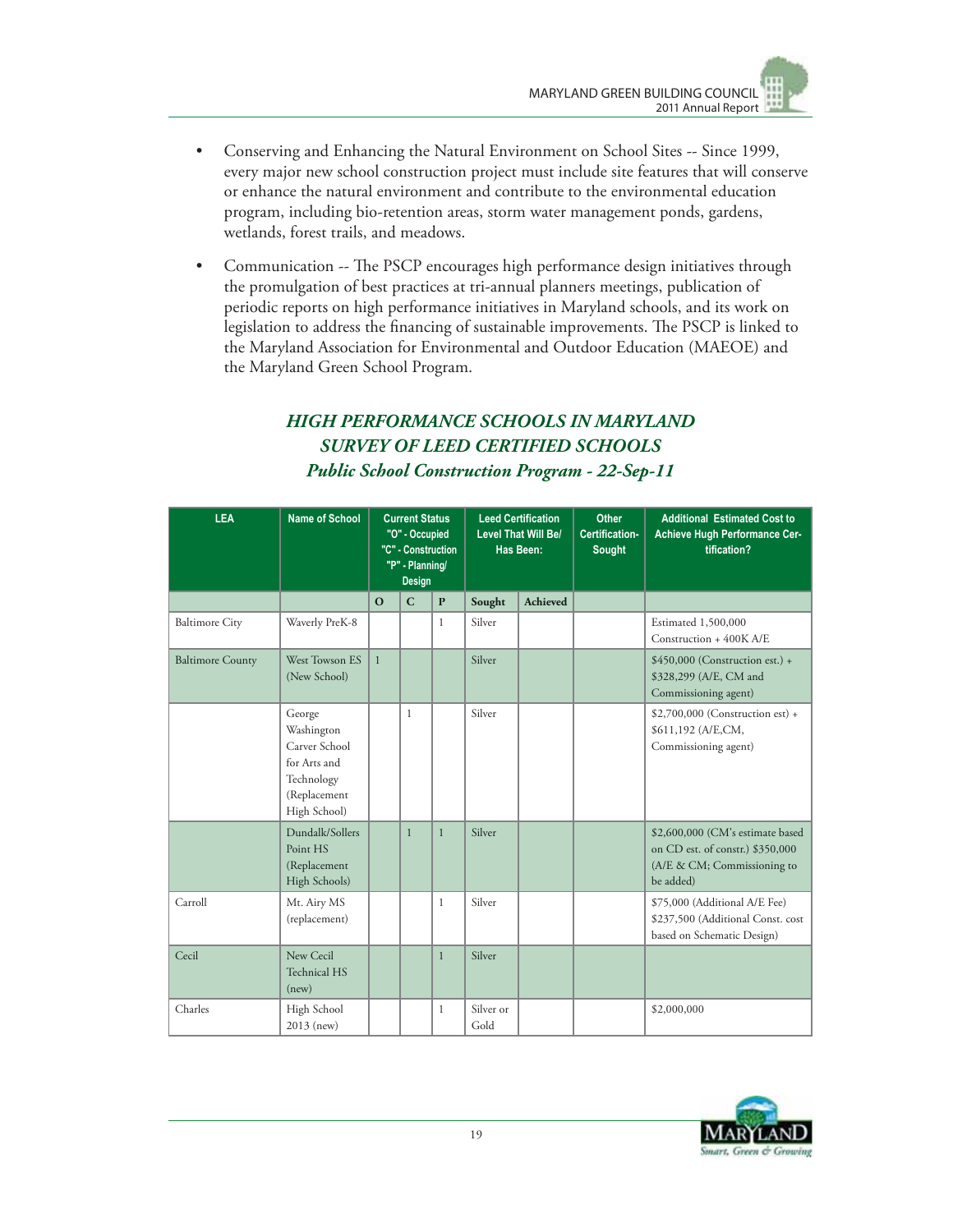- Conserving and Enhancing the Natural Environment on School Sites -- Since 1999, every major new school construction project must include site features that will conserve or enhance the natural environment and contribute to the environmental education program, including bio-retention areas, storm water management ponds, gardens, wetlands, forest trails, and meadows.

- Communication -- The PSCP encourages high performance design initiatives through the promulgation of best practices at tri-annual planners meetings, publication of periodic reports on high performance initiatives in Maryland schools, and its work on legislation to address the financing of sustainable improvements. The PSCP is linked to the Maryland Association for Environmental and Outdoor Education (MAEOE) and the Maryland Green School Program.

## *HIGH PERFORMANCE SCHOOLS IN MARYLAND*
## *SURVEY OF LEED CERTIFIED SCHOOLS*
### *Public School Construction Program - 22-Sep-11*

| LEA | Name of School | Current Status "O" - Occupied "C" - Construction "P" - Planning/ Design | | | Leed Certification Level That Will Be/ Has Been: | | Other Certification- Sought | Additional Estimated Cost to Achieve Hugh Performance Certification? |
|---|---|---|---|---|---|---|---|---|
| | | O | C | P | Sought | Achieved | | |
| Baltimore City | Waverly PreK-8 | | | 1 | Silver | | | Estimated 1,500,000 Construction + 400K A/E |
| Baltimore County | West Towson ES (New School) | 1 | | | Silver | | | $450,000 (Construction est.) + $328,299 (A/E, CM and Commissioning agent) |
| | George Washington Carver School for Arts and Technology (Replacement High School) | | 1 | | Silver | | | $2,700,000 (Construction est) + $611,192 (A/E,CM, Commissioning agent) |
| | Dundalk/Sollers Point HS (Replacement High Schools) | | 1 | 1 | Silver | | | $2,600,000 (CM's estimate based on CD est. of constr.) $350,000 (A/E & CM; Commissioning to be added) |
| Carroll | Mt. Airy MS (replacement) | | | 1 | Silver | | | $75,000 (Additional A/E Fee) $237,500 (Additional Const. cost based on Schematic Design) |
| Cecil | New Cecil Technical HS (new) | | | 1 | Silver | | | |
| Charles | High School 2013 (new) | | | 1 | Silver or Gold | | | $2,000,000 |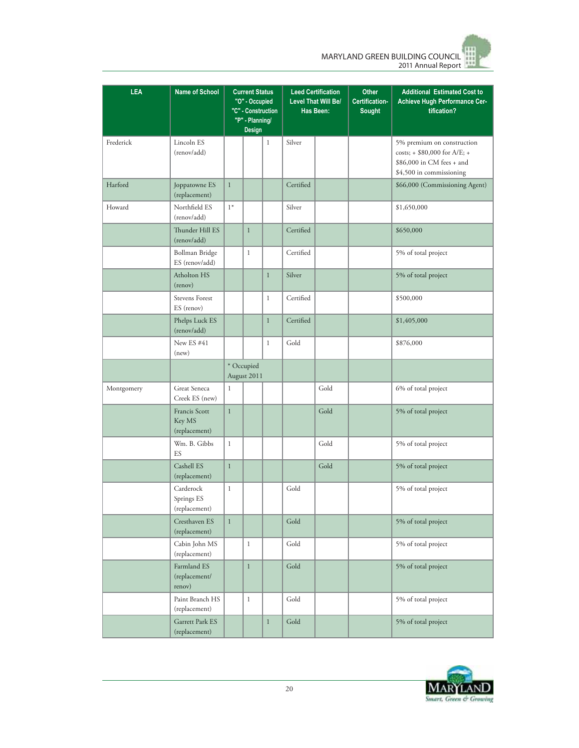| LEA | Name of School | Current Status "O" - Occupied "C" - Construction "P" - Planning/ Design | | | Leed Certification Level That Will Be/ Has Been: | | Other Certification-Sought | Additional Estimated Cost to Achieve Hugh Performance Certification? |
|---|---|---|---|---|---|---|---|---|
| Frederick | Lincoln ES (renov/add) | | | 1 | Silver | | | 5% premium on construction costs; + $80,000 for A/E; + $86,000 in CM fees + and $4,500 in commissioning |
| Harford | Joppatowne ES (replacement) | 1 | | | Certified | | | $66,000 (Commissioning Agent) |
| Howard | Northfield ES (renov/add) | 1* | | | Silver | | | $1,650,000 |
| | Thunder Hill ES (renov/add) | | 1 | | Certified | | | $650,000 |
| | Bollman Bridge ES (renov/add) | | 1 | | Certified | | | 5% of total project |
| | Atholton HS (renov) | | | 1 | Silver | | | 5% of total project |
| | Stevens Forest ES (renov) | | | 1 | Certified | | | $500,000 |
| | Phelps Luck ES (renov/add) | | | 1 | Certified | | | $1,405,000 |
| | New ES #41 (new) | | | 1 | Gold | | | $876,000 |
| | | * Occupied August 2011 | | | | | | |
| Montgomery | Great Seneca Creek ES (new) | 1 | | | | Gold | | 6% of total project |
| | Francis Scott Key MS (replacement) | 1 | | | | Gold | | 5% of total project |
| | Wm. B. Gibbs ES | 1 | | | | Gold | | 5% of total project |
| | Cashell ES (replacement) | 1 | | | | Gold | | 5% of total project |
| | Carderock Springs ES (replacement) | 1 | | | Gold | | | 5% of total project |
| | Cresthaven ES (replacement) | 1 | | | Gold | | | 5% of total project |
| | Cabin John MS (replacement) | | 1 | | Gold | | | 5% of total project |
| | Farmland ES (replacement/ renov) | | 1 | | Gold | | | 5% of total project |
| | Paint Branch HS (replacement) | | 1 | | Gold | | | 5% of total project |
| | Garrett Park ES (replacement) | | | 1 | Gold | | | 5% of total project |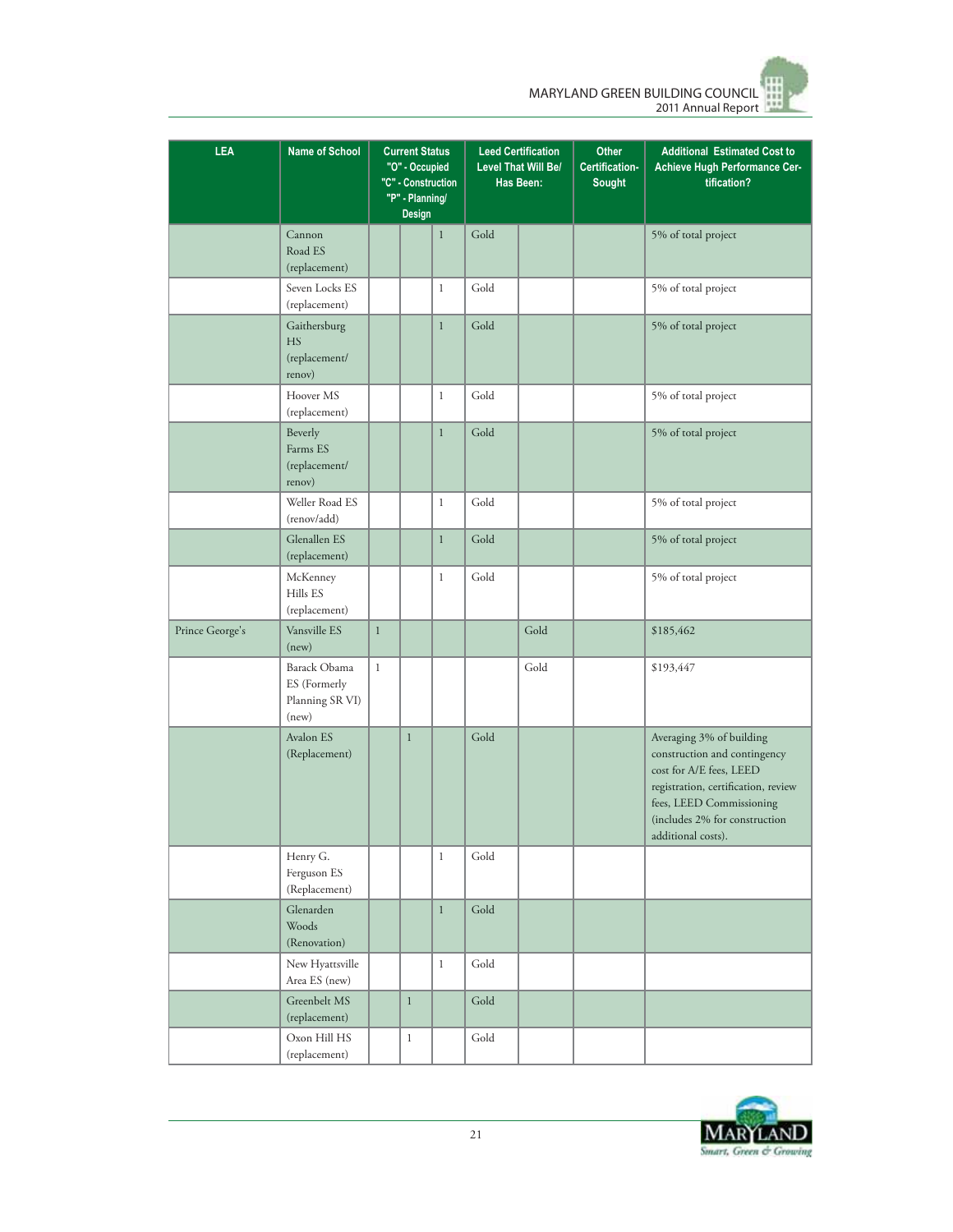| LEA | Name of School | Current Status "O" - Occupied "C" - Construction "P" - Planning/ Design | | | Leed Certification Level That Will Be/ Has Been: | | Other Certification-Sought | Additional Estimated Cost to Achieve Hugh Performance Certification? |
|---|---|---|---|---|---|---|---|---|
| | Cannon Road ES (replacement) | | | 1 | Gold | | | 5% of total project |
| | Seven Locks ES (replacement) | | | 1 | Gold | | | 5% of total project |
| | Gaithersburg HS (replacement/ renov) | | | 1 | Gold | | | 5% of total project |
| | Hoover MS (replacement) | | | 1 | Gold | | | 5% of total project |
| | Beverly Farms ES (replacement/ renov) | | | 1 | Gold | | | 5% of total project |
| | Weller Road ES (renov/add) | | | 1 | Gold | | | 5% of total project |
| | Glenallen ES (replacement) | | | 1 | Gold | | | 5% of total project |
| | McKenney Hills ES (replacement) | | | 1 | Gold | | | 5% of total project |
| Prince George's | Vansville ES (new) | 1 | | | | Gold | | $185,462 |
| | Barack Obama ES (Formerly Planning SR VI) (new) | 1 | | | | Gold | | $193,447 |
| | Avalon ES (Replacement) | | 1 | | Gold | | | Averaging 3% of building construction and contingency cost for A/E fees, LEED registration, certification, review fees, LEED Commissioning (includes 2% for construction additional costs). |
| | Henry G. Ferguson ES (Replacement) | | | 1 | Gold | | | |
| | Glenarden Woods (Renovation) | | | 1 | Gold | | | |
| | New Hyattsville Area ES (new) | | | 1 | Gold | | | |
| | Greenbelt MS (replacement) | | 1 | | Gold | | | |
| | Oxon Hill HS (replacement) | | 1 | | Gold | | | |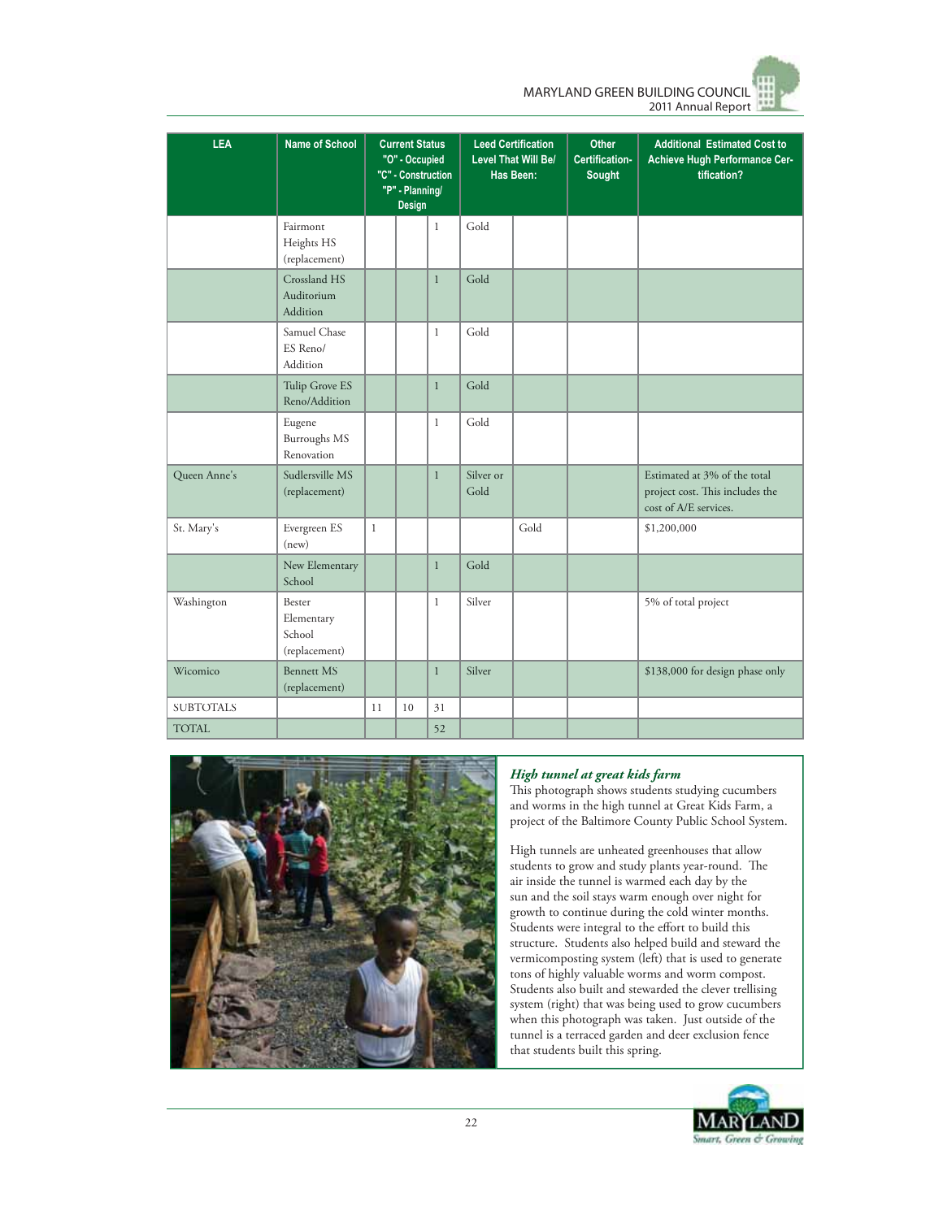| LEA | Name of School | Current Status "O" - Occupied "C" - Construction "P" - Planning/ Design | | | Leed Certification Level That Will Be/ Has Been: | | Other Certification-Sought | Additional Estimated Cost to Achieve Hugh Performance Certification? |
|---|---|---|---|---|---|---|---|---|
| | Fairmont Heights HS (replacement) | | | 1 | Gold | | | |
| | Crossland HS Auditorium Addition | | | 1 | Gold | | | |
| | Samuel Chase ES Reno/ Addition | | | 1 | Gold | | | |
| | Tulip Grove ES Reno/Addition | | | 1 | Gold | | | |
| | Eugene Burroughs MS Renovation | | | 1 | Gold | | | |
| Queen Anne's | Sudlersville MS (replacement) | | | 1 | Silver or Gold | | | Estimated at 3% of the total project cost. This includes the cost of A/E services. |
| St. Mary's | Evergreen ES (new) | 1 | | | | Gold | | $1,200,000 |
| | New Elementary School | | | 1 | Gold | | | |
| Washington | Bester Elementary School (replacement) | | | 1 | Silver | | | 5% of total project |
| Wicomico | Bennett MS (replacement) | | | 1 | Silver | | | $138,000 for design phase only |
| SUBTOTALS | | 11 | 10 | 31 | | | | |
| TOTAL | | | | 52 | | | | |

***High tunnel at great kids farm***

This photograph shows students studying cucumbers and worms in the high tunnel at Great Kids Farm, a project of the Baltimore County Public School System.

High tunnels are unheated greenhouses that allow students to grow and study plants year-round. The air inside the tunnel is warmed each day by the sun and the soil stays warm enough over night for growth to continue during the cold winter months. Students were integral to the effort to build this structure. Students also helped build and steward the vermicomposting system (left) that is used to generate tons of highly valuable worms and worm compost. Students also built and stewarded the clever trellising system (right) that was being used to grow cucumbers when this photograph was taken. Just outside of the tunnel is a terraced garden and deer exclusion fence that students built this spring.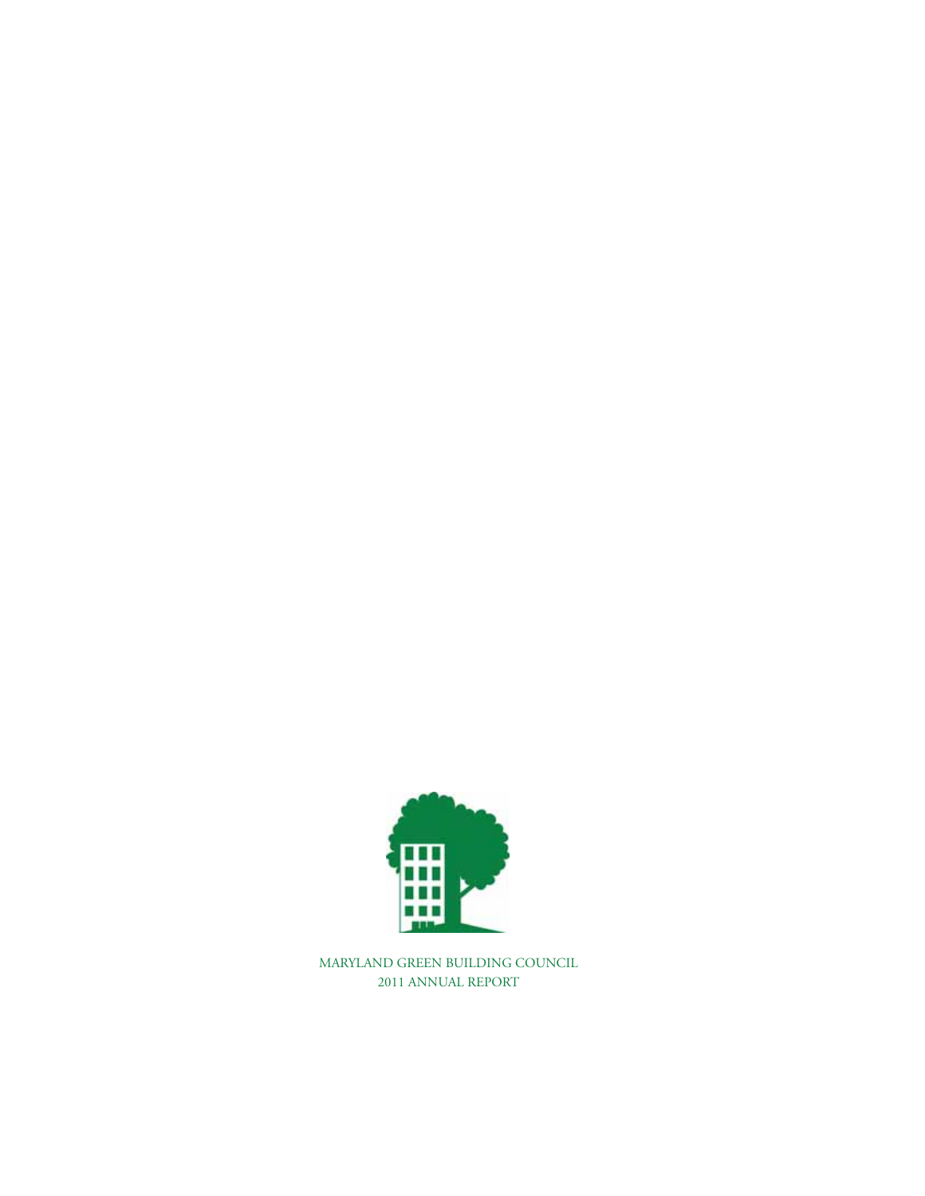MARYLAND GREEN BUILDING COUNCIL
2011 ANNUAL REPORT